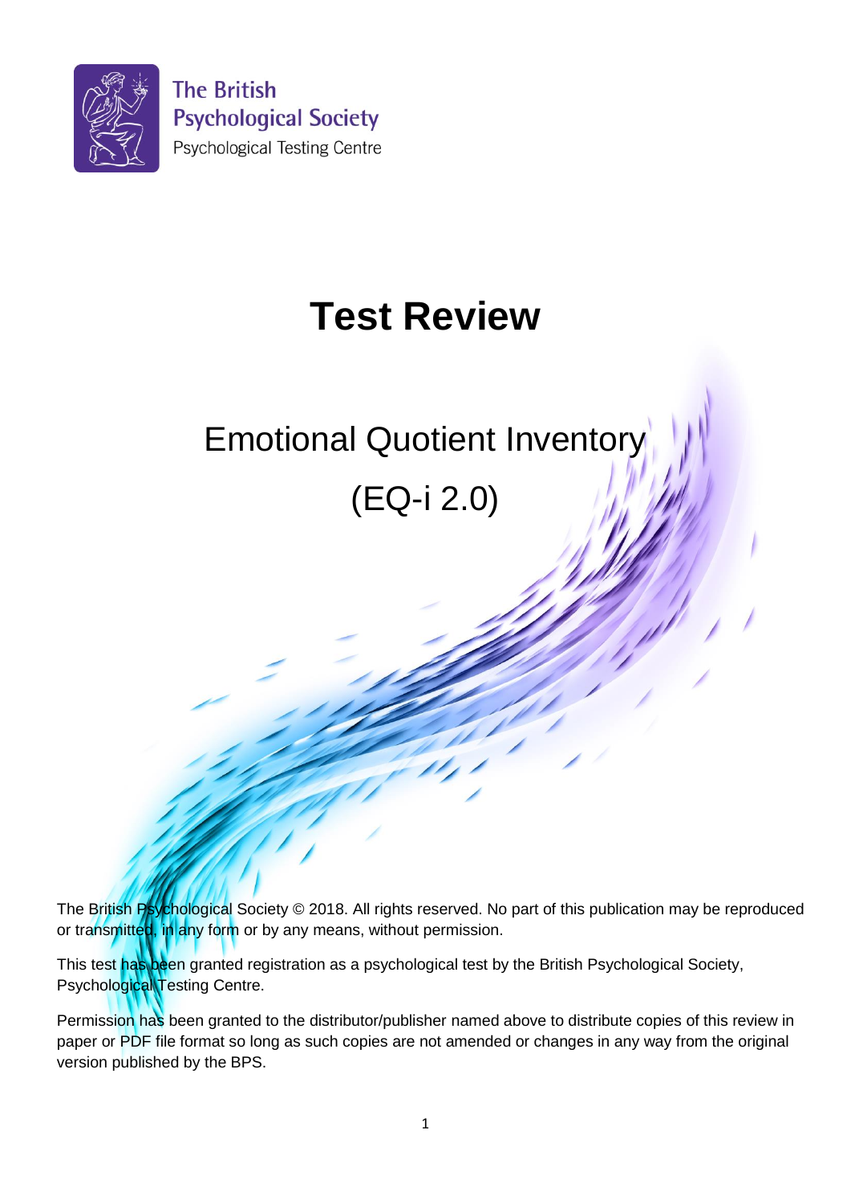The British Psychological Society
Psychological Testing Centre

# Test Review

## Emotional Quotient Inventory

## (EQ-i 2.0)

The British Psychological Society © 2018. All rights reserved. No part of this publication may be reproduced or transmitted, in any form or by any means, without permission.

This test has been granted registration as a psychological test by the British Psychological Society, Psychological Testing Centre.

Permission has been granted to the distributor/publisher named above to distribute copies of this review in paper or PDF file format so long as such copies are not amended or changes in any way from the original version published by the BPS.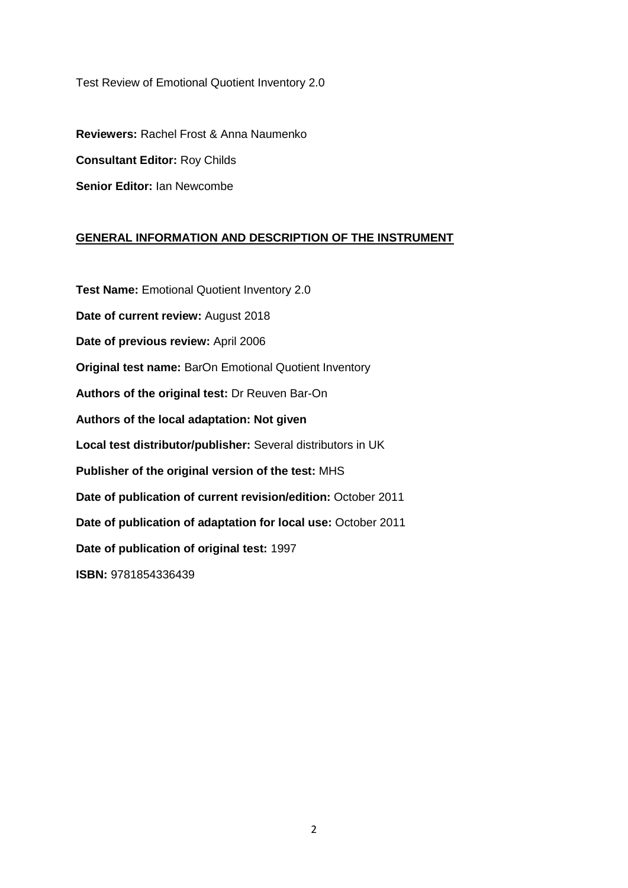Test Review of Emotional Quotient Inventory 2.0

**Reviewers:** Rachel Frost & Anna Naumenko

**Consultant Editor:** Roy Childs

**Senior Editor:** Ian Newcombe

## GENERAL INFORMATION AND DESCRIPTION OF THE INSTRUMENT

**Test Name:** Emotional Quotient Inventory 2.0

**Date of current review:** August 2018

**Date of previous review:** April 2006

**Original test name:** BarOn Emotional Quotient Inventory

**Authors of the original test:** Dr Reuven Bar-On

**Authors of the local adaptation: Not given**

**Local test distributor/publisher:** Several distributors in UK

**Publisher of the original version of the test:** MHS

**Date of publication of current revision/edition:** October 2011

**Date of publication of adaptation for local use:** October 2011

**Date of publication of original test:** 1997

**ISBN:** 9781854336439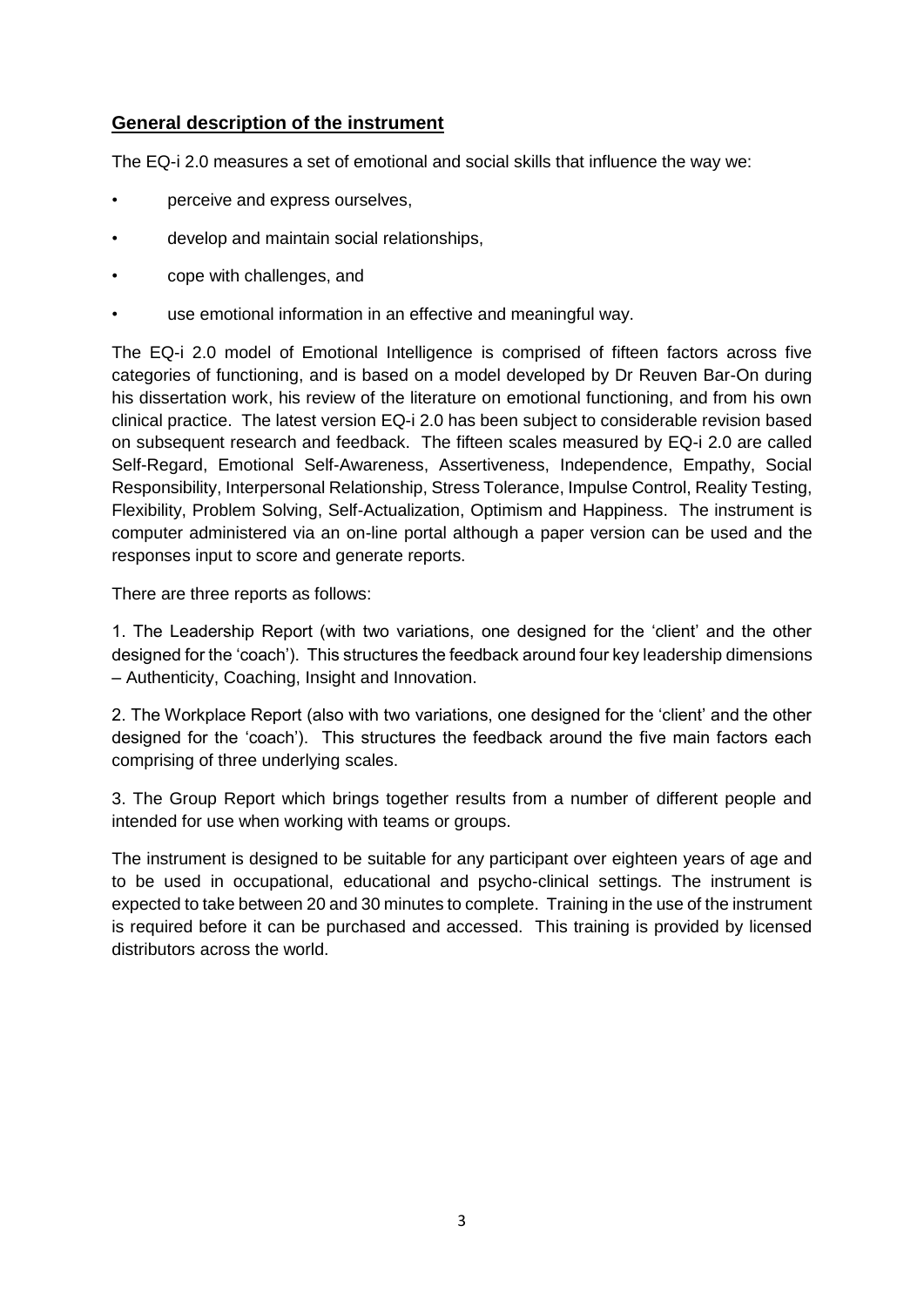## General description of the instrument

The EQ-i 2.0 measures a set of emotional and social skills that influence the way we:

- perceive and express ourselves,
- develop and maintain social relationships,
- cope with challenges, and
- use emotional information in an effective and meaningful way.

The EQ-i 2.0 model of Emotional Intelligence is comprised of fifteen factors across five categories of functioning, and is based on a model developed by Dr Reuven Bar-On during his dissertation work, his review of the literature on emotional functioning, and from his own clinical practice. The latest version EQ-i 2.0 has been subject to considerable revision based on subsequent research and feedback. The fifteen scales measured by EQ-i 2.0 are called Self-Regard, Emotional Self-Awareness, Assertiveness, Independence, Empathy, Social Responsibility, Interpersonal Relationship, Stress Tolerance, Impulse Control, Reality Testing, Flexibility, Problem Solving, Self-Actualization, Optimism and Happiness. The instrument is computer administered via an on-line portal although a paper version can be used and the responses input to score and generate reports.

There are three reports as follows:

1. The Leadership Report (with two variations, one designed for the 'client' and the other designed for the 'coach'). This structures the feedback around four key leadership dimensions – Authenticity, Coaching, Insight and Innovation.

2. The Workplace Report (also with two variations, one designed for the 'client' and the other designed for the 'coach'). This structures the feedback around the five main factors each comprising of three underlying scales.

3. The Group Report which brings together results from a number of different people and intended for use when working with teams or groups.

The instrument is designed to be suitable for any participant over eighteen years of age and to be used in occupational, educational and psycho-clinical settings. The instrument is expected to take between 20 and 30 minutes to complete. Training in the use of the instrument is required before it can be purchased and accessed. This training is provided by licensed distributors across the world.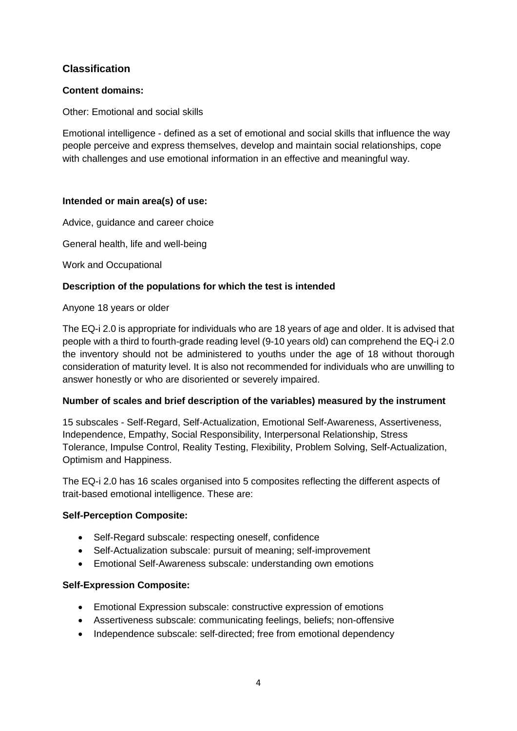## Classification

**Content domains:**

Other: Emotional and social skills

Emotional intelligence - defined as a set of emotional and social skills that influence the way people perceive and express themselves, develop and maintain social relationships, cope with challenges and use emotional information in an effective and meaningful way.

**Intended or main area(s) of use:**

Advice, guidance and career choice

General health, life and well-being

Work and Occupational

**Description of the populations for which the test is intended**

Anyone 18 years or older

The EQ-i 2.0 is appropriate for individuals who are 18 years of age and older. It is advised that people with a third to fourth-grade reading level (9-10 years old) can comprehend the EQ-i 2.0 the inventory should not be administered to youths under the age of 18 without thorough consideration of maturity level. It is also not recommended for individuals who are unwilling to answer honestly or who are disoriented or severely impaired.

**Number of scales and brief description of the variables) measured by the instrument**

15 subscales - Self-Regard, Self-Actualization, Emotional Self-Awareness, Assertiveness, Independence, Empathy, Social Responsibility, Interpersonal Relationship, Stress Tolerance, Impulse Control, Reality Testing, Flexibility, Problem Solving, Self-Actualization, Optimism and Happiness.

The EQ-i 2.0 has 16 scales organised into 5 composites reflecting the different aspects of trait-based emotional intelligence. These are:

**Self-Perception Composite:**

- Self-Regard subscale: respecting oneself, confidence
- Self-Actualization subscale: pursuit of meaning; self-improvement
- Emotional Self-Awareness subscale: understanding own emotions

**Self-Expression Composite:**

- Emotional Expression subscale: constructive expression of emotions
- Assertiveness subscale: communicating feelings, beliefs; non-offensive
- Independence subscale: self-directed; free from emotional dependency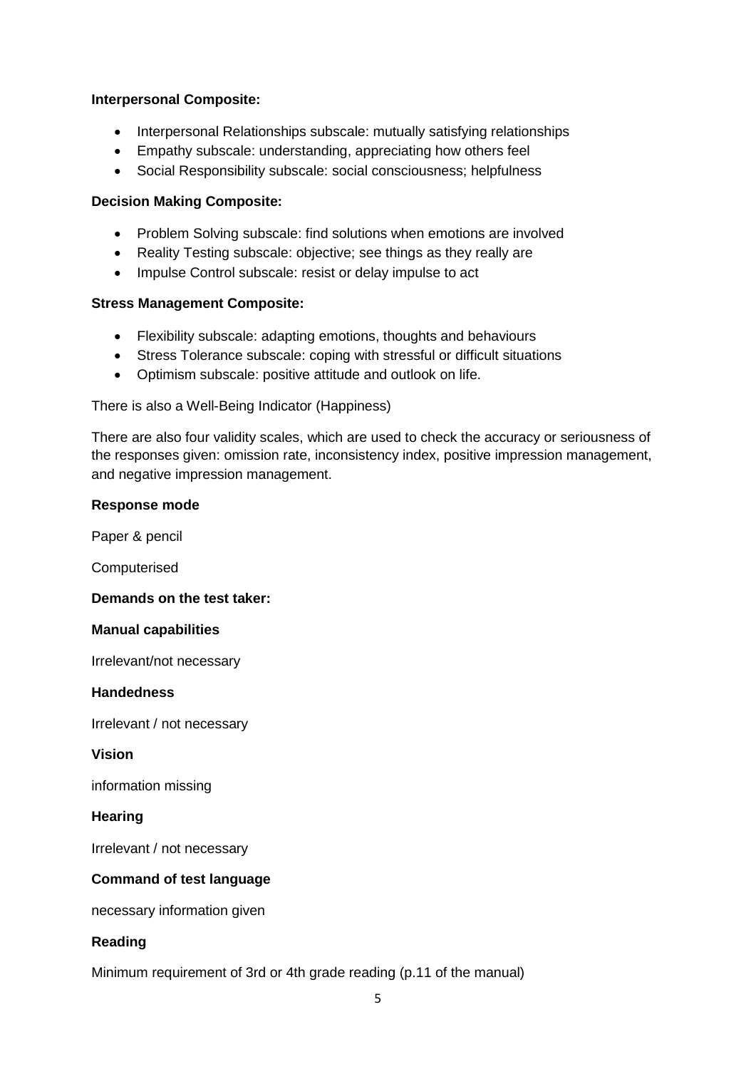**Interpersonal Composite:**

- Interpersonal Relationships subscale: mutually satisfying relationships
- Empathy subscale: understanding, appreciating how others feel
- Social Responsibility subscale: social consciousness; helpfulness

**Decision Making Composite:**

- Problem Solving subscale: find solutions when emotions are involved
- Reality Testing subscale: objective; see things as they really are
- Impulse Control subscale: resist or delay impulse to act

**Stress Management Composite:**

- Flexibility subscale: adapting emotions, thoughts and behaviours
- Stress Tolerance subscale: coping with stressful or difficult situations
- Optimism subscale: positive attitude and outlook on life.

There is also a Well-Being Indicator (Happiness)

There are also four validity scales, which are used to check the accuracy or seriousness of the responses given: omission rate, inconsistency index, positive impression management, and negative impression management.

**Response mode**

Paper & pencil

Computerised

**Demands on the test taker:**

**Manual capabilities**

Irrelevant/not necessary

**Handedness**

Irrelevant / not necessary

**Vision**

information missing

**Hearing**

Irrelevant / not necessary

**Command of test language**

necessary information given

**Reading**

Minimum requirement of 3rd or 4th grade reading (p.11 of the manual)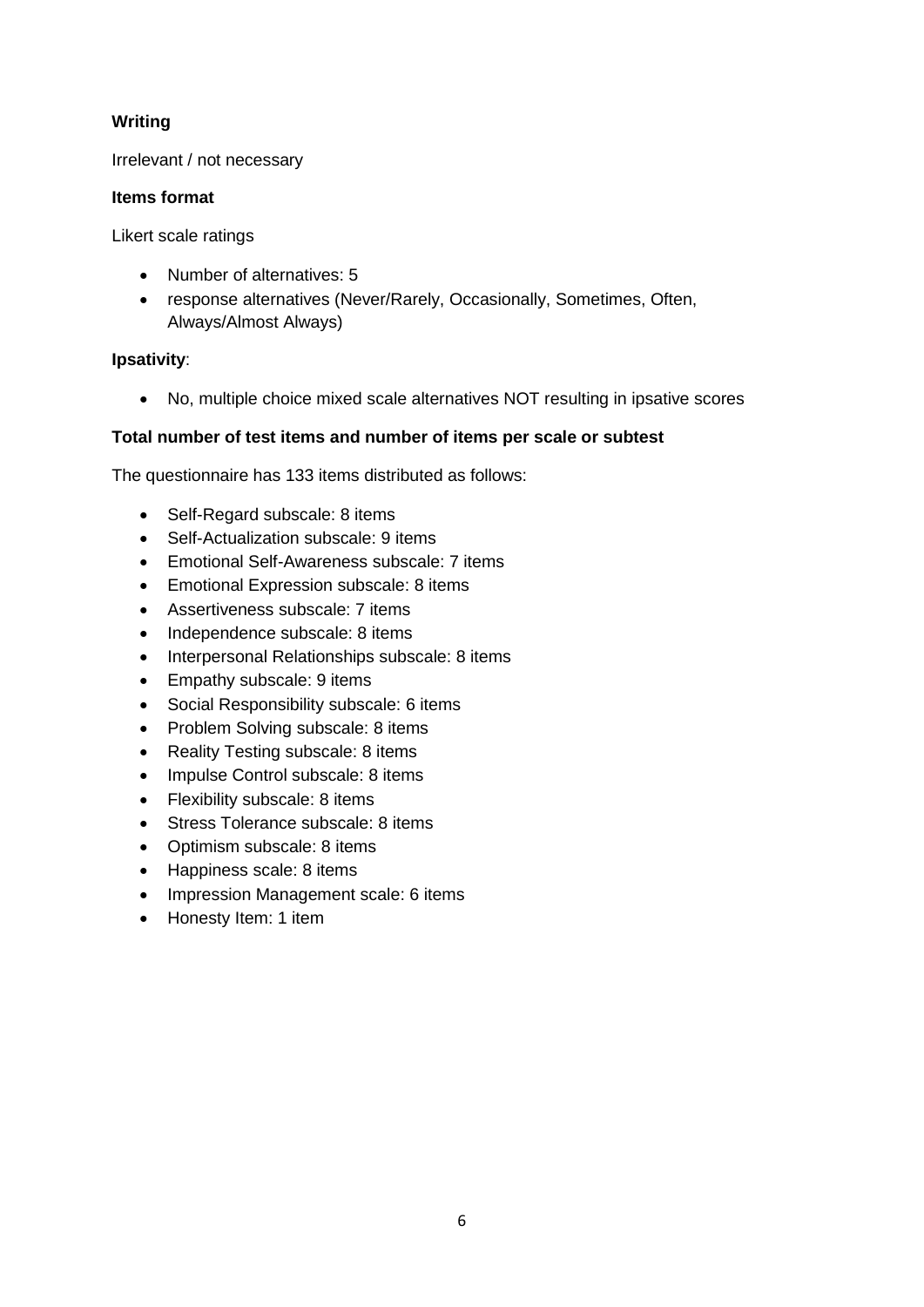**Writing**

Irrelevant / not necessary

**Items format**

Likert scale ratings

- Number of alternatives: 5
- response alternatives (Never/Rarely, Occasionally, Sometimes, Often, Always/Almost Always)

**Ipsativity**:

- No, multiple choice mixed scale alternatives NOT resulting in ipsative scores

**Total number of test items and number of items per scale or subtest**

The questionnaire has 133 items distributed as follows:

- Self-Regard subscale: 8 items
- Self-Actualization subscale: 9 items
- Emotional Self-Awareness subscale: 7 items
- Emotional Expression subscale: 8 items
- Assertiveness subscale: 7 items
- Independence subscale: 8 items
- Interpersonal Relationships subscale: 8 items
- Empathy subscale: 9 items
- Social Responsibility subscale: 6 items
- Problem Solving subscale: 8 items
- Reality Testing subscale: 8 items
- Impulse Control subscale: 8 items
- Flexibility subscale: 8 items
- Stress Tolerance subscale: 8 items
- Optimism subscale: 8 items
- Happiness scale: 8 items
- Impression Management scale: 6 items
- Honesty Item: 1 item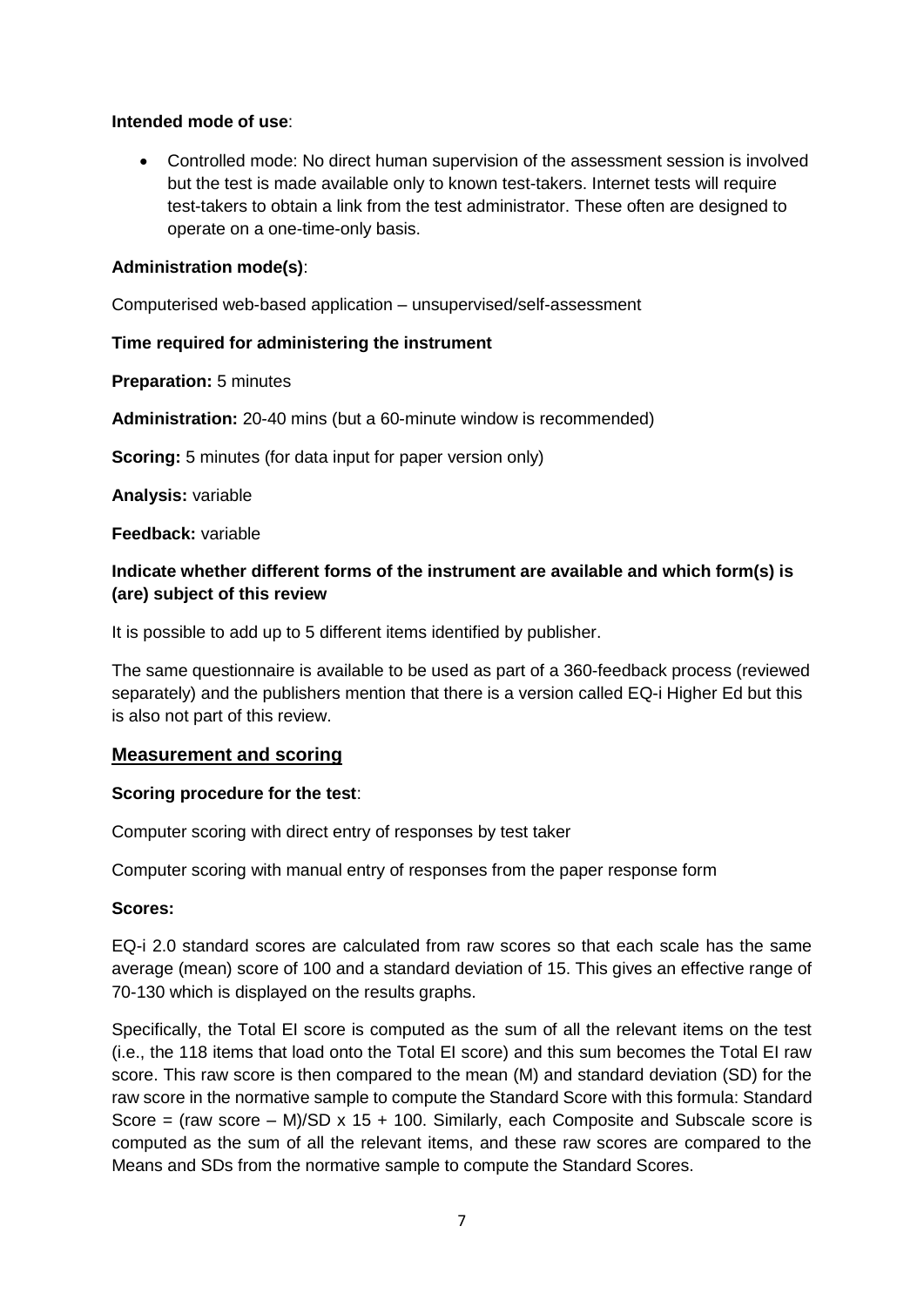**Intended mode of use**:

- Controlled mode: No direct human supervision of the assessment session is involved but the test is made available only to known test-takers. Internet tests will require test-takers to obtain a link from the test administrator. These often are designed to operate on a one-time-only basis.

**Administration mode(s)**:

Computerised web-based application – unsupervised/self-assessment

**Time required for administering the instrument**

**Preparation:** 5 minutes

**Administration:** 20-40 mins (but a 60-minute window is recommended)

**Scoring:** 5 minutes (for data input for paper version only)

**Analysis:** variable

**Feedback:** variable

**Indicate whether different forms of the instrument are available and which form(s) is (are) subject of this review**

It is possible to add up to 5 different items identified by publisher.

The same questionnaire is available to be used as part of a 360-feedback process (reviewed separately) and the publishers mention that there is a version called EQ-i Higher Ed but this is also not part of this review.

## Measurement and scoring

**Scoring procedure for the test**:

Computer scoring with direct entry of responses by test taker

Computer scoring with manual entry of responses from the paper response form

**Scores:**

EQ-i 2.0 standard scores are calculated from raw scores so that each scale has the same average (mean) score of 100 and a standard deviation of 15. This gives an effective range of 70-130 which is displayed on the results graphs.

Specifically, the Total EI score is computed as the sum of all the relevant items on the test (i.e., the 118 items that load onto the Total EI score) and this sum becomes the Total EI raw score. This raw score is then compared to the mean (M) and standard deviation (SD) for the raw score in the normative sample to compute the Standard Score with this formula: Standard Score = (raw score – M)/SD x 15 + 100. Similarly, each Composite and Subscale score is computed as the sum of all the relevant items, and these raw scores are compared to the Means and SDs from the normative sample to compute the Standard Scores.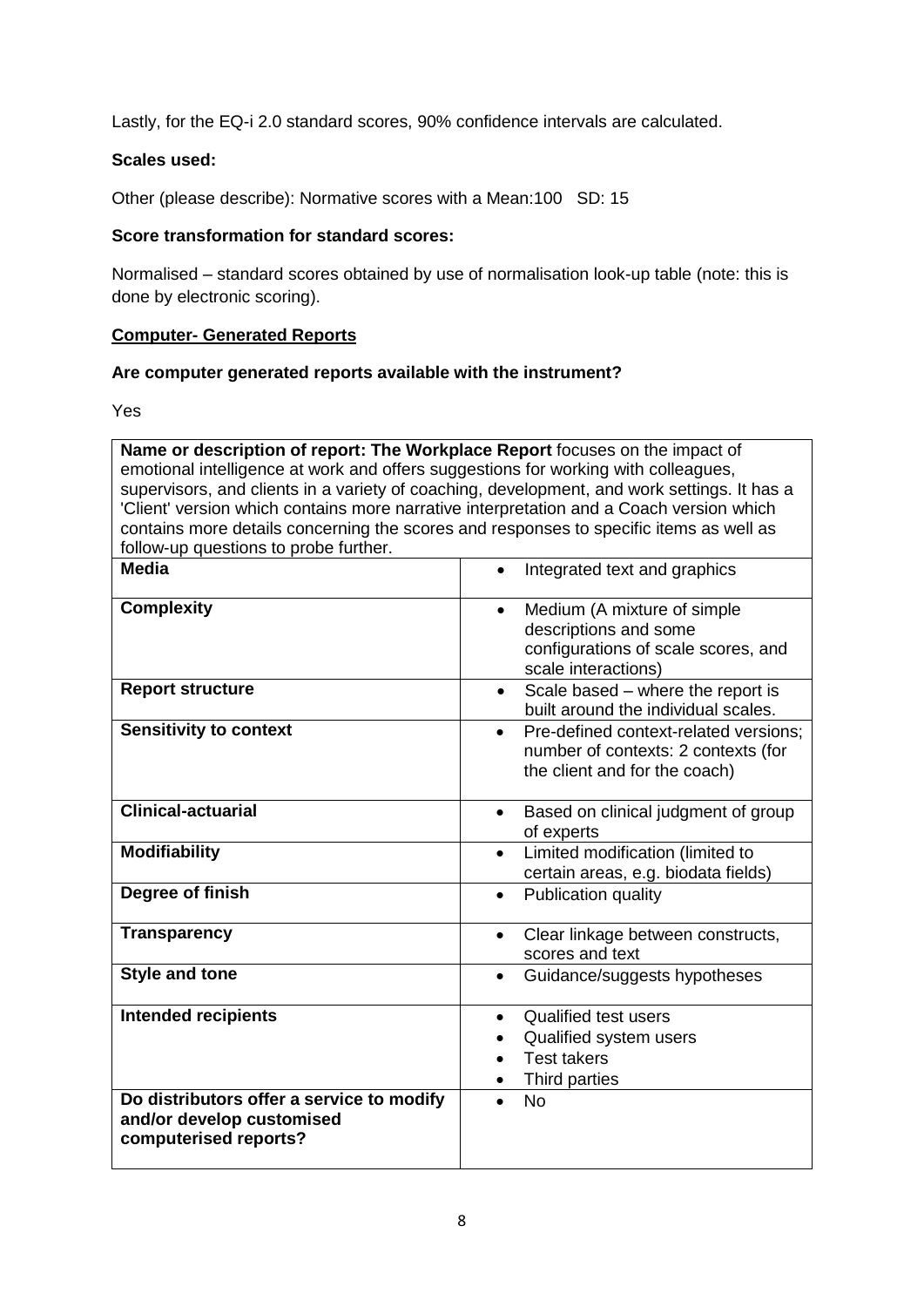Lastly, for the EQ-i 2.0 standard scores, 90% confidence intervals are calculated.

**Scales used:**

Other (please describe): Normative scores with a Mean:100 SD: 15

**Score transformation for standard scores:**

Normalised – standard scores obtained by use of normalisation look-up table (note: this is done by electronic scoring).

**Computer- Generated Reports**

**Are computer generated reports available with the instrument?**

Yes

| **Name or description of report: The Workplace Report** focuses on the impact of emotional intelligence at work and offers suggestions for working with colleagues, supervisors, and clients in a variety of coaching, development, and work settings. It has a 'Client' version which contains more narrative interpretation and a Coach version which contains more details concerning the scores and responses to specific items as well as follow-up questions to probe further. | |
|---|---|
| **Media** | • Integrated text and graphics |
| **Complexity** | • Medium (A mixture of simple descriptions and some configurations of scale scores, and scale interactions) |
| **Report structure** | • Scale based – where the report is built around the individual scales. |
| **Sensitivity to context** | • Pre-defined context-related versions; number of contexts: 2 contexts (for the client and for the coach) |
| **Clinical-actuarial** | • Based on clinical judgment of group of experts |
| **Modifiability** | • Limited modification (limited to certain areas, e.g. biodata fields) |
| **Degree of finish** | • Publication quality |
| **Transparency** | • Clear linkage between constructs, scores and text |
| **Style and tone** | • Guidance/suggests hypotheses |
| **Intended recipients** | • Qualified test users<br>• Qualified system users<br>• Test takers<br>• Third parties |
| **Do distributors offer a service to modify and/or develop customised computerised reports?** | • No |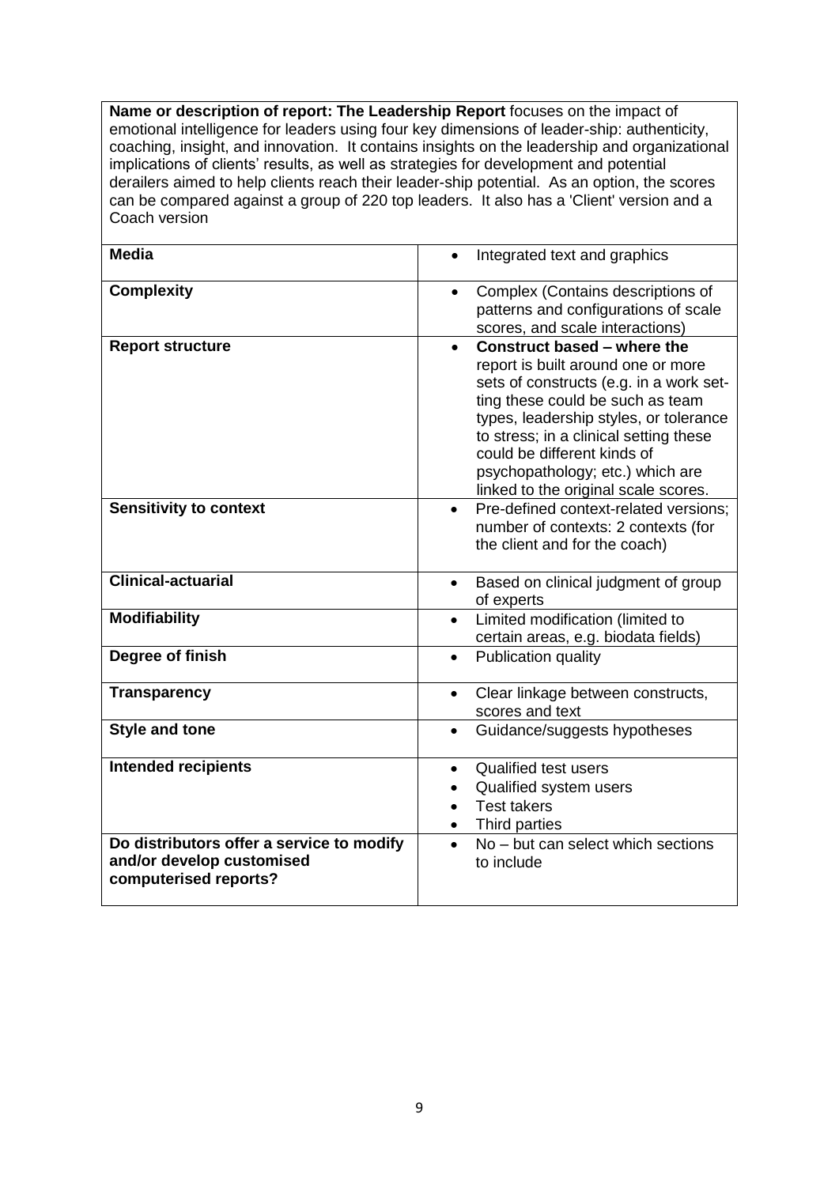**Name or description of report: The Leadership Report** focuses on the impact of emotional intelligence for leaders using four key dimensions of leader-ship: authenticity, coaching, insight, and innovation. It contains insights on the leadership and organizational implications of clients' results, as well as strategies for development and potential derailers aimed to help clients reach their leader-ship potential. As an option, the scores can be compared against a group of 220 top leaders. It also has a 'Client' version and a Coach version

| | |
|---|---|
| **Media** | • Integrated text and graphics |
| **Complexity** | • Complex (Contains descriptions of patterns and configurations of scale scores, and scale interactions) |
| **Report structure** | • **Construct based – where the** report is built around one or more sets of constructs (e.g. in a work set-ting these could be such as team types, leadership styles, or tolerance to stress; in a clinical setting these could be different kinds of psychopathology; etc.) which are linked to the original scale scores. |
| **Sensitivity to context** | • Pre-defined context-related versions; number of contexts: 2 contexts (for the client and for the coach) |
| **Clinical-actuarial** | • Based on clinical judgment of group of experts |
| **Modifiability** | • Limited modification (limited to certain areas, e.g. biodata fields) |
| **Degree of finish** | • Publication quality |
| **Transparency** | • Clear linkage between constructs, scores and text |
| **Style and tone** | • Guidance/suggests hypotheses |
| **Intended recipients** | • Qualified test users<br>• Qualified system users<br>• Test takers<br>• Third parties |
| **Do distributors offer a service to modify and/or develop customised computerised reports?** | • No – but can select which sections to include |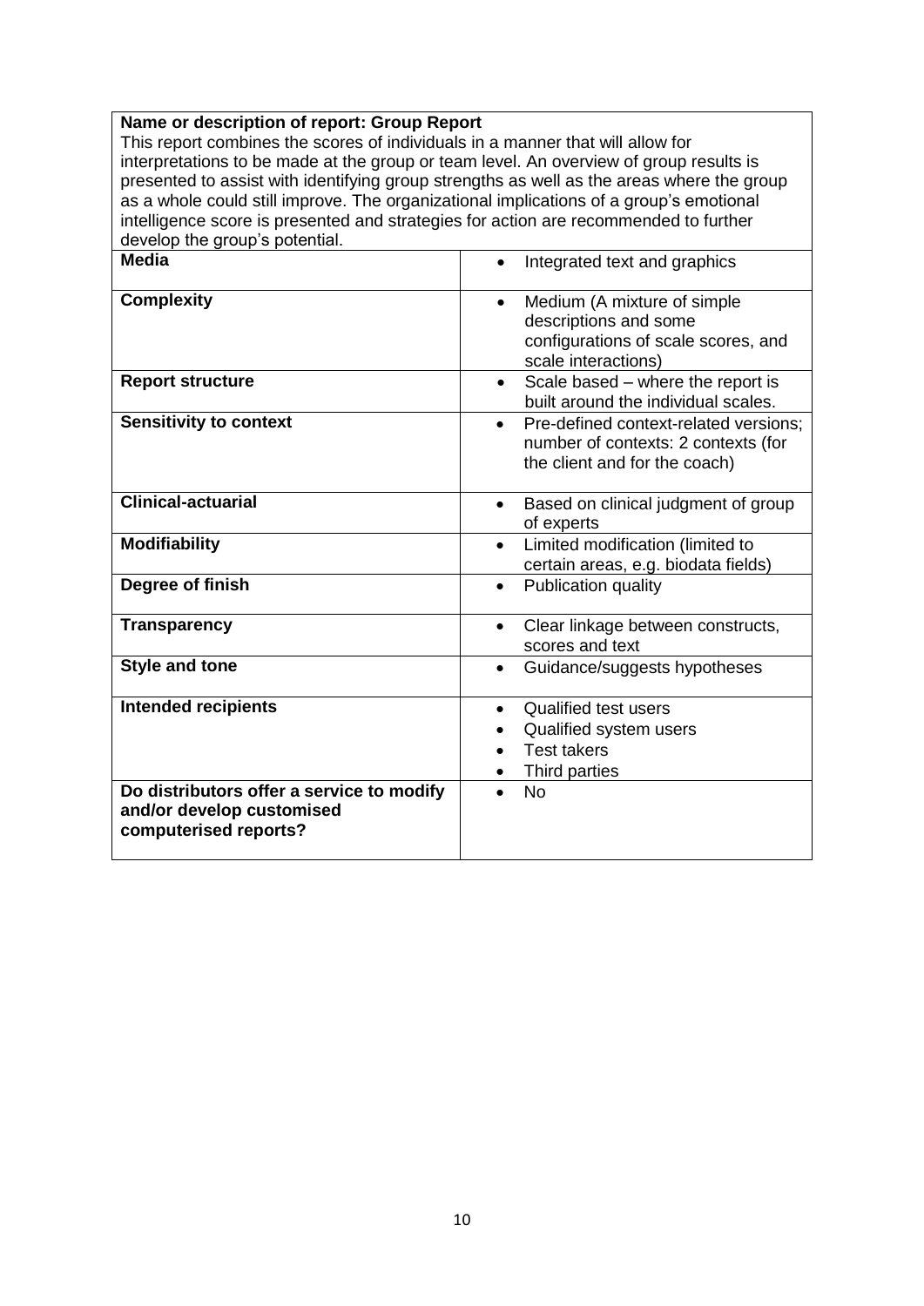**Name or description of report: Group Report**

This report combines the scores of individuals in a manner that will allow for interpretations to be made at the group or team level. An overview of group results is presented to assist with identifying group strengths as well as the areas where the group as a whole could still improve. The organizational implications of a group's emotional intelligence score is presented and strategies for action are recommended to further develop the group's potential.

| | |
|---|---|
| **Media** | • Integrated text and graphics |
| **Complexity** | • Medium (A mixture of simple descriptions and some configurations of scale scores, and scale interactions) |
| **Report structure** | • Scale based – where the report is built around the individual scales. |
| **Sensitivity to context** | • Pre-defined context-related versions; number of contexts: 2 contexts (for the client and for the coach) |
| **Clinical-actuarial** | • Based on clinical judgment of group of experts |
| **Modifiability** | • Limited modification (limited to certain areas, e.g. biodata fields) |
| **Degree of finish** | • Publication quality |
| **Transparency** | • Clear linkage between constructs, scores and text |
| **Style and tone** | • Guidance/suggests hypotheses |
| **Intended recipients** | • Qualified test users<br>• Qualified system users<br>• Test takers<br>• Third parties |
| **Do distributors offer a service to modify and/or develop customised computerised reports?** | • No |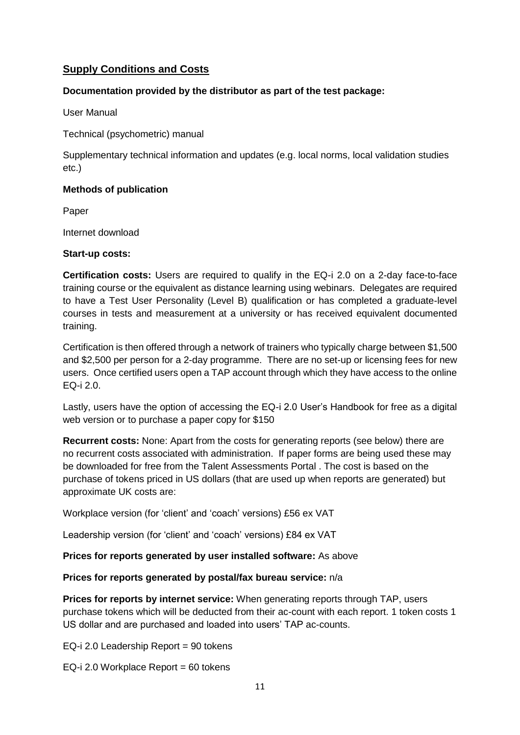## Supply Conditions and Costs

**Documentation provided by the distributor as part of the test package:**

User Manual

Technical (psychometric) manual

Supplementary technical information and updates (e.g. local norms, local validation studies etc.)

**Methods of publication**

Paper

Internet download

**Start-up costs:**

**Certification costs:** Users are required to qualify in the EQ-i 2.0 on a 2-day face-to-face training course or the equivalent as distance learning using webinars. Delegates are required to have a Test User Personality (Level B) qualification or has completed a graduate-level courses in tests and measurement at a university or has received equivalent documented training.

Certification is then offered through a network of trainers who typically charge between $1,500 and $2,500 per person for a 2-day programme. There are no set-up or licensing fees for new users. Once certified users open a TAP account through which they have access to the online EQ-i 2.0.

Lastly, users have the option of accessing the EQ-i 2.0 User's Handbook for free as a digital web version or to purchase a paper copy for $150

**Recurrent costs:** None: Apart from the costs for generating reports (see below) there are no recurrent costs associated with administration. If paper forms are being used these may be downloaded for free from the Talent Assessments Portal . The cost is based on the purchase of tokens priced in US dollars (that are used up when reports are generated) but approximate UK costs are:

Workplace version (for 'client' and 'coach' versions) £56 ex VAT

Leadership version (for 'client' and 'coach' versions) £84 ex VAT

**Prices for reports generated by user installed software:** As above

**Prices for reports generated by postal/fax bureau service:** n/a

**Prices for reports by internet service:** When generating reports through TAP, users purchase tokens which will be deducted from their ac-count with each report. 1 token costs 1 US dollar and are purchased and loaded into users' TAP ac-counts.

EQ-i 2.0 Leadership Report = 90 tokens

EQ-i 2.0 Workplace Report = 60 tokens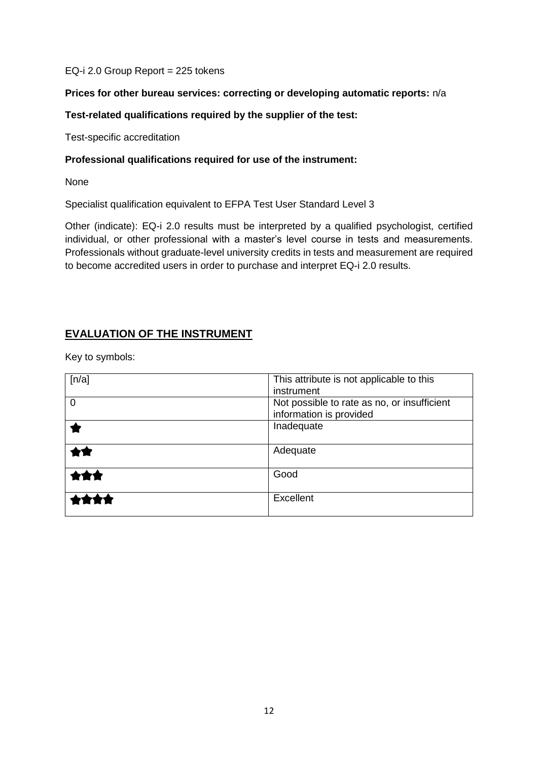EQ-i 2.0 Group Report = 225 tokens

**Prices for other bureau services: correcting or developing automatic reports:** n/a

**Test-related qualifications required by the supplier of the test:**

Test-specific accreditation

**Professional qualifications required for use of the instrument:**

None

Specialist qualification equivalent to EFPA Test User Standard Level 3

Other (indicate): EQ-i 2.0 results must be interpreted by a qualified psychologist, certified individual, or other professional with a master's level course in tests and measurements. Professionals without graduate-level university credits in tests and measurement are required to become accredited users in order to purchase and interpret EQ-i 2.0 results.

## EVALUATION OF THE INSTRUMENT

Key to symbols:

| | |
|---|---|
| [n/a] | This attribute is not applicable to this instrument |
| 0 | Not possible to rate as no, or insufficient information is provided |
| ★ | Inadequate |
| ★★ | Adequate |
| ★★★ | Good |
| ★★★★ | Excellent |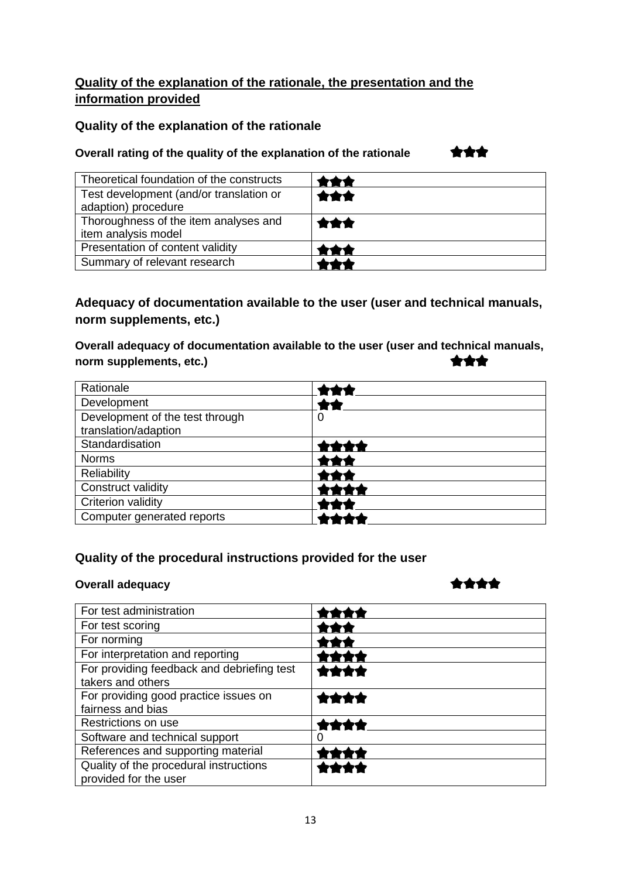## Quality of the explanation of the rationale, the presentation and the information provided

### Quality of the explanation of the rationale

**Overall rating of the quality of the explanation of the rationale** ★★★

| | |
|---|---|
| Theoretical foundation of the constructs | ★★★ |
| Test development (and/or translation or adaption) procedure | ★★★ |
| Thoroughness of the item analyses and item analysis model | ★★★ |
| Presentation of content validity | ★★★ |
| Summary of relevant research | ★★★ |

### Adequacy of documentation available to the user (user and technical manuals, norm supplements, etc.)

**Overall adequacy of documentation available to the user (user and technical manuals, norm supplements, etc.)** ★★★

| | |
|---|---|
| Rationale | ★★★ |
| Development | ★★ |
| Development of the test through translation/adaption | 0 |
| Standardisation | ★★★★ |
| Norms | ★★★ |
| Reliability | ★★★ |
| Construct validity | ★★★★ |
| Criterion validity | ★★★ |
| Computer generated reports | ★★★★ |

### Quality of the procedural instructions provided for the user

**Overall adequacy** ★★★★

| | |
|---|---|
| For test administration | ★★★★ |
| For test scoring | ★★★ |
| For norming | ★★★ |
| For interpretation and reporting | ★★★★ |
| For providing feedback and debriefing test takers and others | ★★★★ |
| For providing good practice issues on fairness and bias | ★★★★ |
| Restrictions on use | ★★★★ |
| Software and technical support | 0 |
| References and supporting material | ★★★★ |
| Quality of the procedural instructions provided for the user | ★★★★ |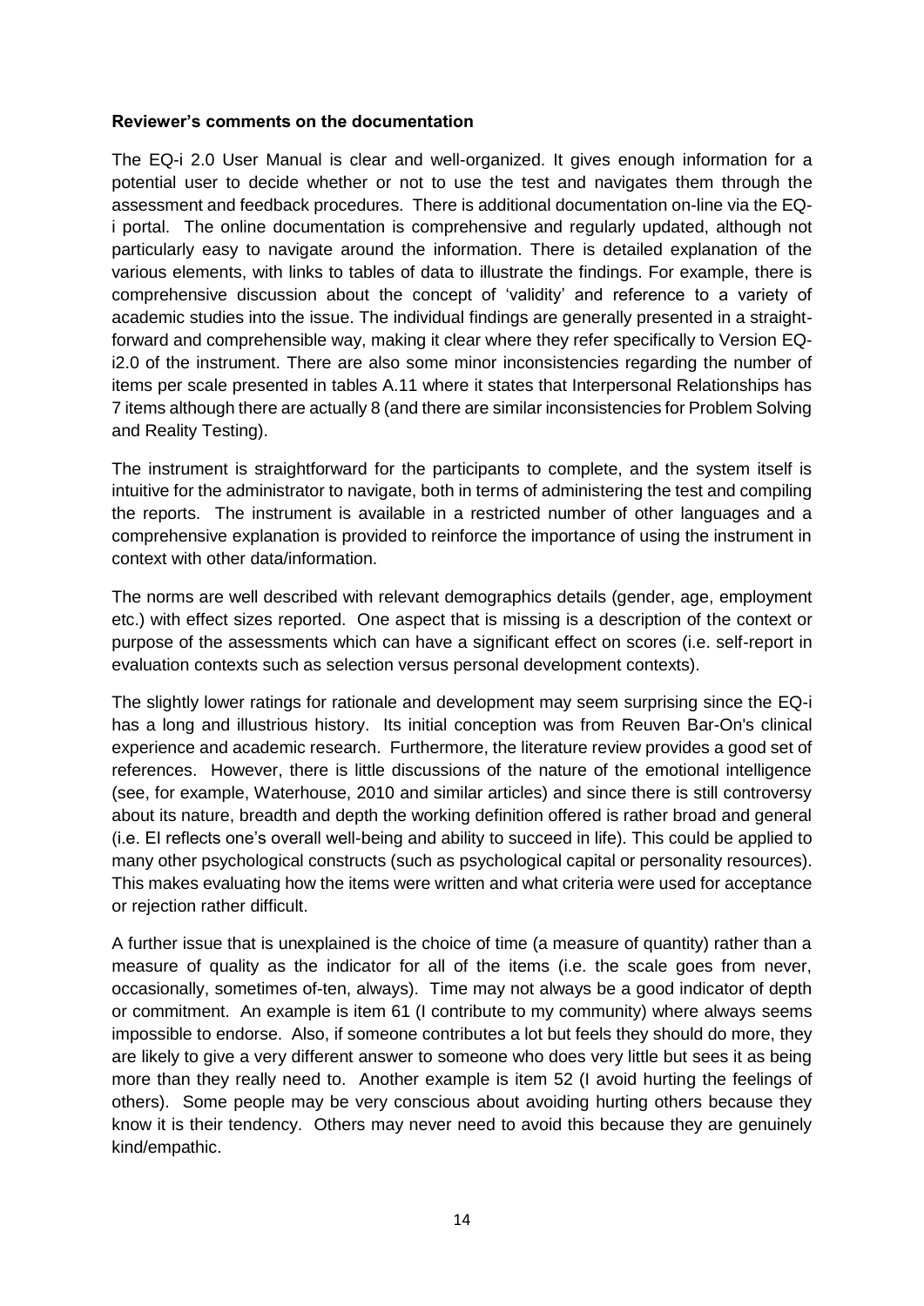**Reviewer's comments on the documentation**

The EQ-i 2.0 User Manual is clear and well-organized. It gives enough information for a potential user to decide whether or not to use the test and navigates them through the assessment and feedback procedures. There is additional documentation on-line via the EQ-i portal. The online documentation is comprehensive and regularly updated, although not particularly easy to navigate around the information. There is detailed explanation of the various elements, with links to tables of data to illustrate the findings. For example, there is comprehensive discussion about the concept of 'validity' and reference to a variety of academic studies into the issue. The individual findings are generally presented in a straight-forward and comprehensible way, making it clear where they refer specifically to Version EQ-i2.0 of the instrument. There are also some minor inconsistencies regarding the number of items per scale presented in tables A.11 where it states that Interpersonal Relationships has 7 items although there are actually 8 (and there are similar inconsistencies for Problem Solving and Reality Testing).

The instrument is straightforward for the participants to complete, and the system itself is intuitive for the administrator to navigate, both in terms of administering the test and compiling the reports. The instrument is available in a restricted number of other languages and a comprehensive explanation is provided to reinforce the importance of using the instrument in context with other data/information.

The norms are well described with relevant demographics details (gender, age, employment etc.) with effect sizes reported. One aspect that is missing is a description of the context or purpose of the assessments which can have a significant effect on scores (i.e. self-report in evaluation contexts such as selection versus personal development contexts).

The slightly lower ratings for rationale and development may seem surprising since the EQ-i has a long and illustrious history. Its initial conception was from Reuven Bar-On's clinical experience and academic research. Furthermore, the literature review provides a good set of references. However, there is little discussions of the nature of the emotional intelligence (see, for example, Waterhouse, 2010 and similar articles) and since there is still controversy about its nature, breadth and depth the working definition offered is rather broad and general (i.e. EI reflects one's overall well-being and ability to succeed in life). This could be applied to many other psychological constructs (such as psychological capital or personality resources). This makes evaluating how the items were written and what criteria were used for acceptance or rejection rather difficult.

A further issue that is unexplained is the choice of time (a measure of quantity) rather than a measure of quality as the indicator for all of the items (i.e. the scale goes from never, occasionally, sometimes of-ten, always). Time may not always be a good indicator of depth or commitment. An example is item 61 (I contribute to my community) where always seems impossible to endorse. Also, if someone contributes a lot but feels they should do more, they are likely to give a very different answer to someone who does very little but sees it as being more than they really need to. Another example is item 52 (I avoid hurting the feelings of others). Some people may be very conscious about avoiding hurting others because they know it is their tendency. Others may never need to avoid this because they are genuinely kind/empathic.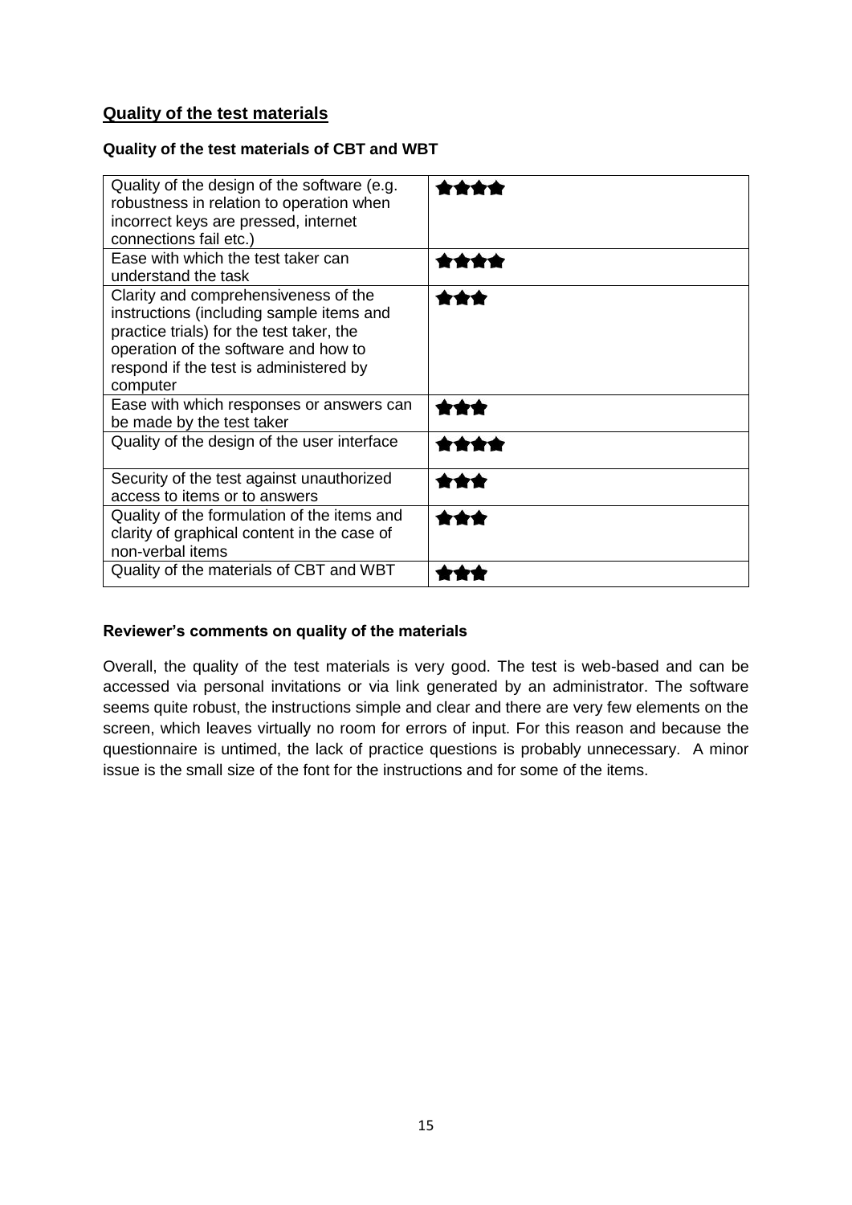## Quality of the test materials

### Quality of the test materials of CBT and WBT

| | |
|---|---|
| Quality of the design of the software (e.g. robustness in relation to operation when incorrect keys are pressed, internet connections fail etc.) | ★★★★ |
| Ease with which the test taker can understand the task | ★★★★ |
| Clarity and comprehensiveness of the instructions (including sample items and practice trials) for the test taker, the operation of the software and how to respond if the test is administered by computer | ★★★ |
| Ease with which responses or answers can be made by the test taker | ★★★ |
| Quality of the design of the user interface | ★★★★ |
| Security of the test against unauthorized access to items or to answers | ★★★ |
| Quality of the formulation of the items and clarity of graphical content in the case of non-verbal items | ★★★ |
| Quality of the materials of CBT and WBT | ★★★ |

### Reviewer's comments on quality of the materials

Overall, the quality of the test materials is very good. The test is web-based and can be accessed via personal invitations or via link generated by an administrator. The software seems quite robust, the instructions simple and clear and there are very few elements on the screen, which leaves virtually no room for errors of input. For this reason and because the questionnaire is untimed, the lack of practice questions is probably unnecessary. A minor issue is the small size of the font for the instructions and for some of the items.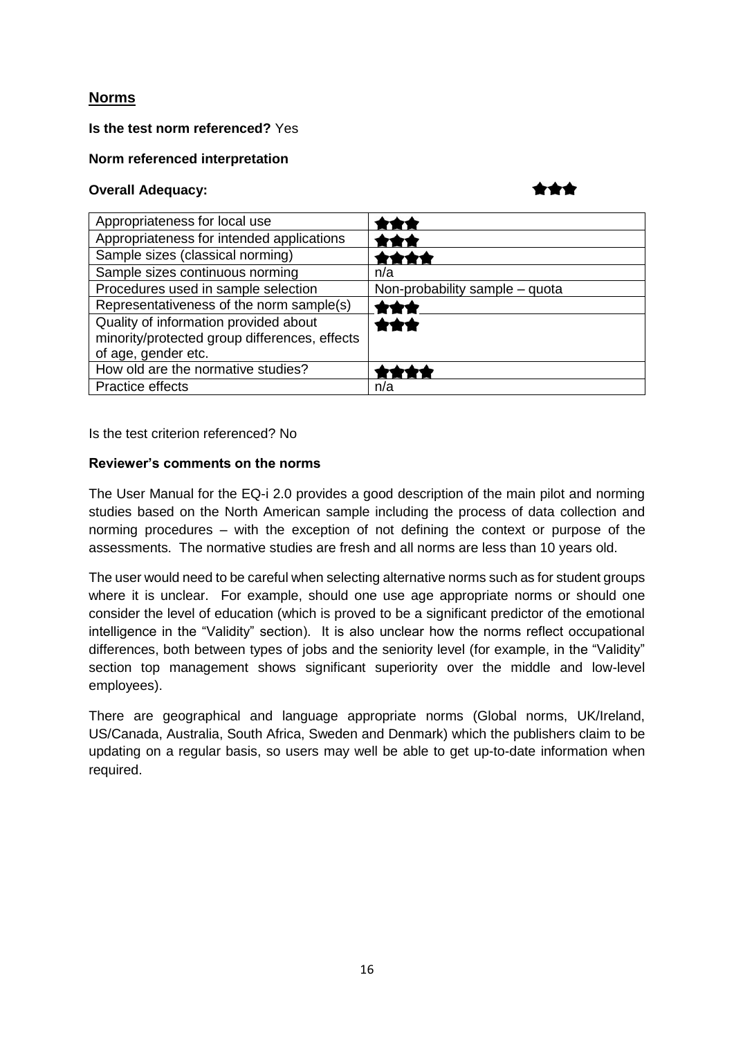## Norms

**Is the test norm referenced?** Yes

**Norm referenced interpretation**

**Overall Adequacy:** ★★★

| | |
|---|---|
| Appropriateness for local use | ★★★ |
| Appropriateness for intended applications | ★★★ |
| Sample sizes (classical norming) | ★★★★ |
| Sample sizes continuous norming | n/a |
| Procedures used in sample selection | Non-probability sample – quota |
| Representativeness of the norm sample(s) | ★★★ |
| Quality of information provided about minority/protected group differences, effects of age, gender etc. | ★★★ |
| How old are the normative studies? | ★★★★ |
| Practice effects | n/a |

Is the test criterion referenced? No

**Reviewer's comments on the norms**

The User Manual for the EQ-i 2.0 provides a good description of the main pilot and norming studies based on the North American sample including the process of data collection and norming procedures – with the exception of not defining the context or purpose of the assessments. The normative studies are fresh and all norms are less than 10 years old.

The user would need to be careful when selecting alternative norms such as for student groups where it is unclear. For example, should one use age appropriate norms or should one consider the level of education (which is proved to be a significant predictor of the emotional intelligence in the "Validity" section). It is also unclear how the norms reflect occupational differences, both between types of jobs and the seniority level (for example, in the "Validity" section top management shows significant superiority over the middle and low-level employees).

There are geographical and language appropriate norms (Global norms, UK/Ireland, US/Canada, Australia, South Africa, Sweden and Denmark) which the publishers claim to be updating on a regular basis, so users may well be able to get up-to-date information when required.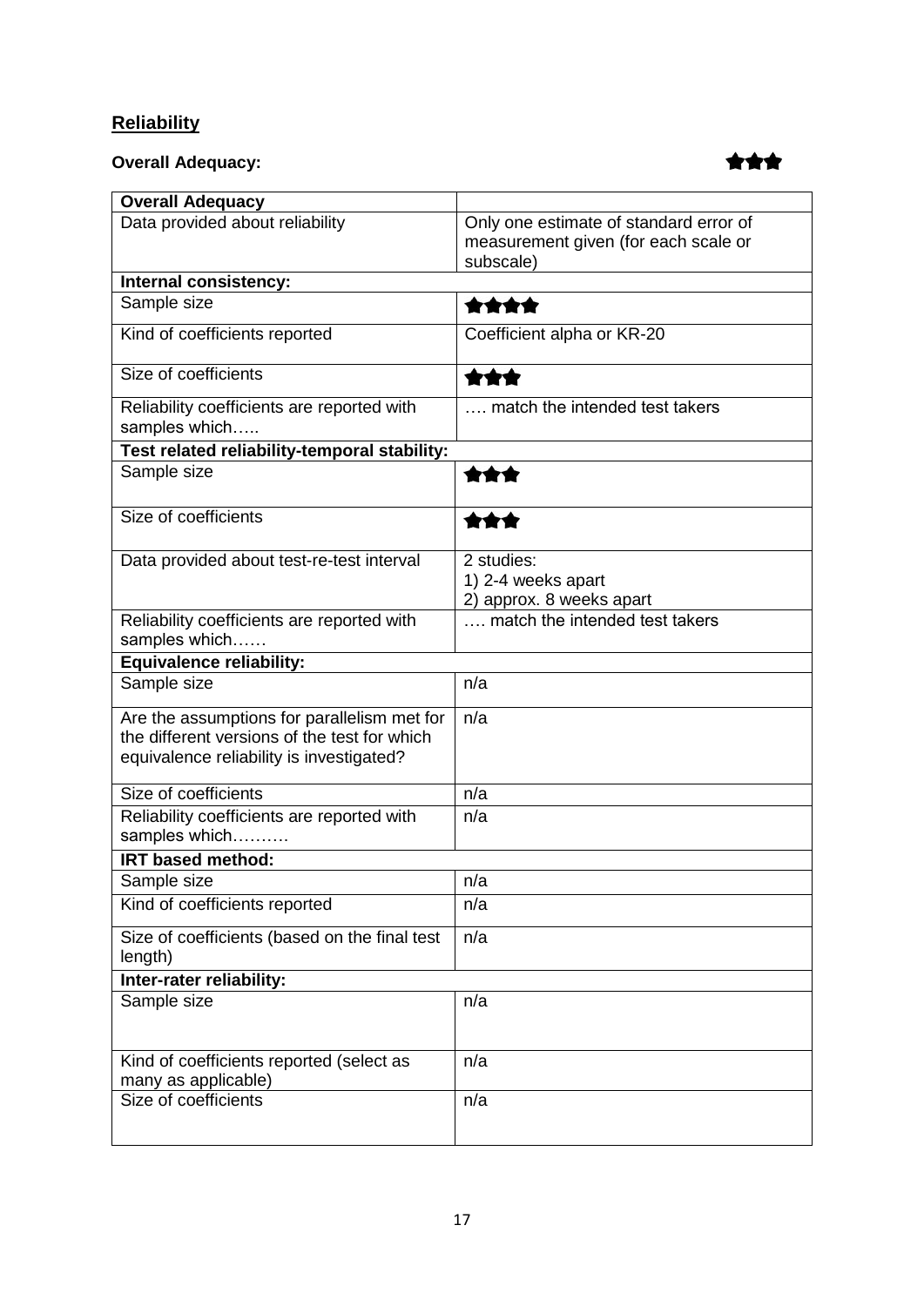## Reliability

**Overall Adequacy:** ★★★

| **Overall Adequacy** | |
|---|---|
| Data provided about reliability | Only one estimate of standard error of measurement given (for each scale or subscale) |
| **Internal consistency:** | |
| Sample size | ★★★★ |
| Kind of coefficients reported | Coefficient alpha or KR-20 |
| Size of coefficients | ★★★ |
| Reliability coefficients are reported with samples which….. | …. match the intended test takers |
| **Test related reliability-temporal stability:** | |
| Sample size | ★★★ |
| Size of coefficients | ★★★ |
| Data provided about test-re-test interval | 2 studies:<br>1) 2-4 weeks apart<br>2) approx. 8 weeks apart |
| Reliability coefficients are reported with samples which…… | …. match the intended test takers |
| **Equivalence reliability:** | |
| Sample size | n/a |
| Are the assumptions for parallelism met for the different versions of the test for which equivalence reliability is investigated? | n/a |
| Size of coefficients | n/a |
| Reliability coefficients are reported with samples which………. | n/a |
| **IRT based method:** | |
| Sample size | n/a |
| Kind of coefficients reported | n/a |
| Size of coefficients (based on the final test length) | n/a |
| **Inter-rater reliability:** | |
| Sample size | n/a |
| Kind of coefficients reported (select as many as applicable) | n/a |
| Size of coefficients | n/a |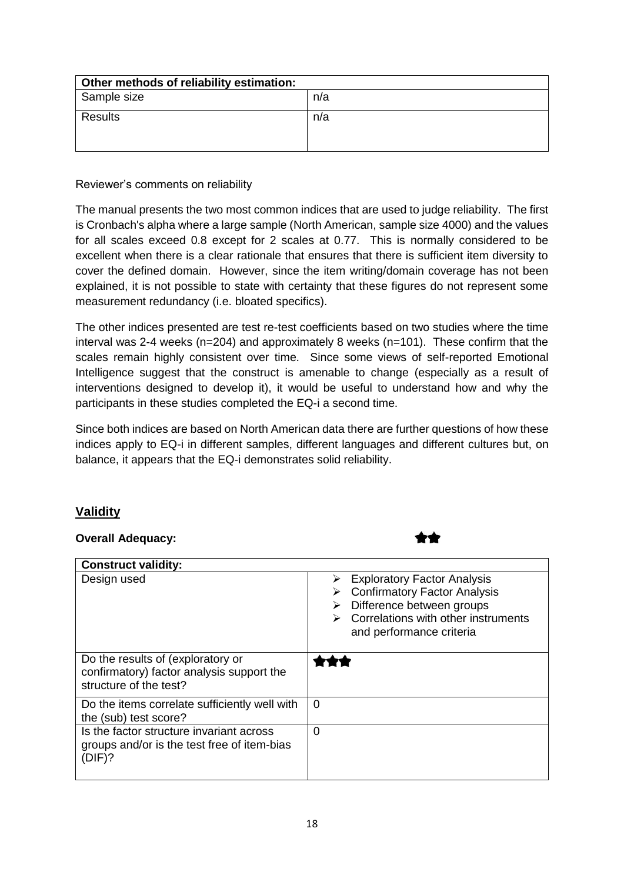| Other methods of reliability estimation: | |
| --- | --- |
| Sample size | n/a |
| Results | n/a |

Reviewer's comments on reliability

The manual presents the two most common indices that are used to judge reliability. The first is Cronbach's alpha where a large sample (North American, sample size 4000) and the values for all scales exceed 0.8 except for 2 scales at 0.77. This is normally considered to be excellent when there is a clear rationale that ensures that there is sufficient item diversity to cover the defined domain. However, since the item writing/domain coverage has not been explained, it is not possible to state with certainty that these figures do not represent some measurement redundancy (i.e. bloated specifics).

The other indices presented are test re-test coefficients based on two studies where the time interval was 2-4 weeks (n=204) and approximately 8 weeks (n=101). These confirm that the scales remain highly consistent over time. Since some views of self-reported Emotional Intelligence suggest that the construct is amenable to change (especially as a result of interventions designed to develop it), it would be useful to understand how and why the participants in these studies completed the EQ-i a second time.

Since both indices are based on North American data there are further questions of how these indices apply to EQ-i in different samples, different languages and different cultures but, on balance, it appears that the EQ-i demonstrates solid reliability.

## Validity

**Overall Adequacy:** ★★

| Construct validity: | |
| --- | --- |
| Design used | ➢ Exploratory Factor Analysis<br>➢ Confirmatory Factor Analysis<br>➢ Difference between groups<br>➢ Correlations with other instruments and performance criteria |
| Do the results of (exploratory or confirmatory) factor analysis support the structure of the test? | ★★★ |
| Do the items correlate sufficiently well with the (sub) test score? | 0 |
| Is the factor structure invariant across groups and/or is the test free of item-bias (DIF)? | 0 |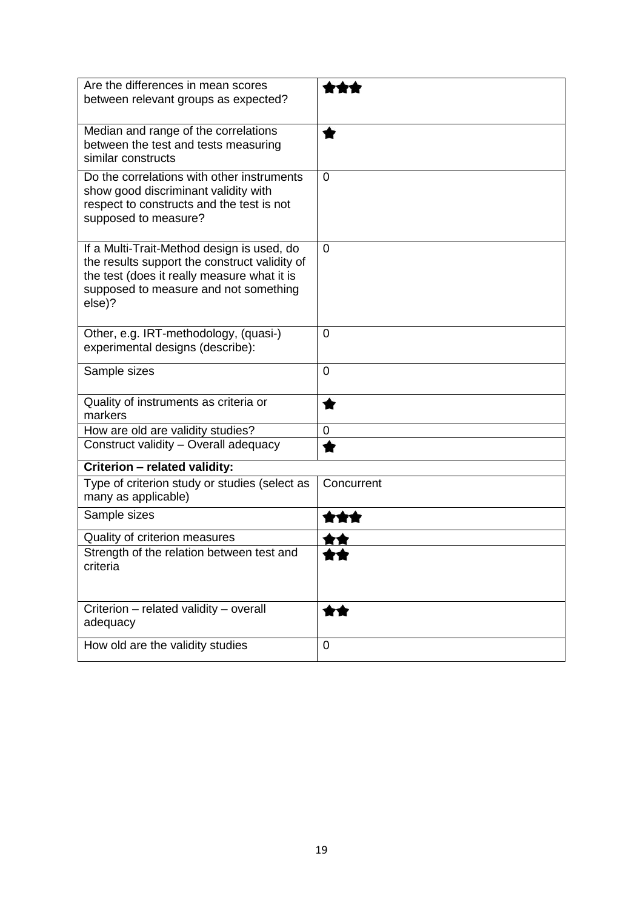| Are the differences in mean scores between relevant groups as expected? | ★★★ |
|---|---|
| Median and range of the correlations between the test and tests measuring similar constructs | ★ |
| Do the correlations with other instruments show good discriminant validity with respect to constructs and the test is not supposed to measure? | 0 |
| If a Multi-Trait-Method design is used, do the results support the construct validity of the test (does it really measure what it is supposed to measure and not something else)? | 0 |
| Other, e.g. IRT-methodology, (quasi-) experimental designs (describe): | 0 |
| Sample sizes | 0 |
| Quality of instruments as criteria or markers | ★ |
| How are old are validity studies? | 0 |
| Construct validity – Overall adequacy | ★ |
| **Criterion – related validity:** | |
| Type of criterion study or studies (select as many as applicable) | Concurrent |
| Sample sizes | ★★★ |
| Quality of criterion measures | ★★ |
| Strength of the relation between test and criteria | ★★ |
| Criterion – related validity – overall adequacy | ★★ |
| How old are the validity studies | 0 |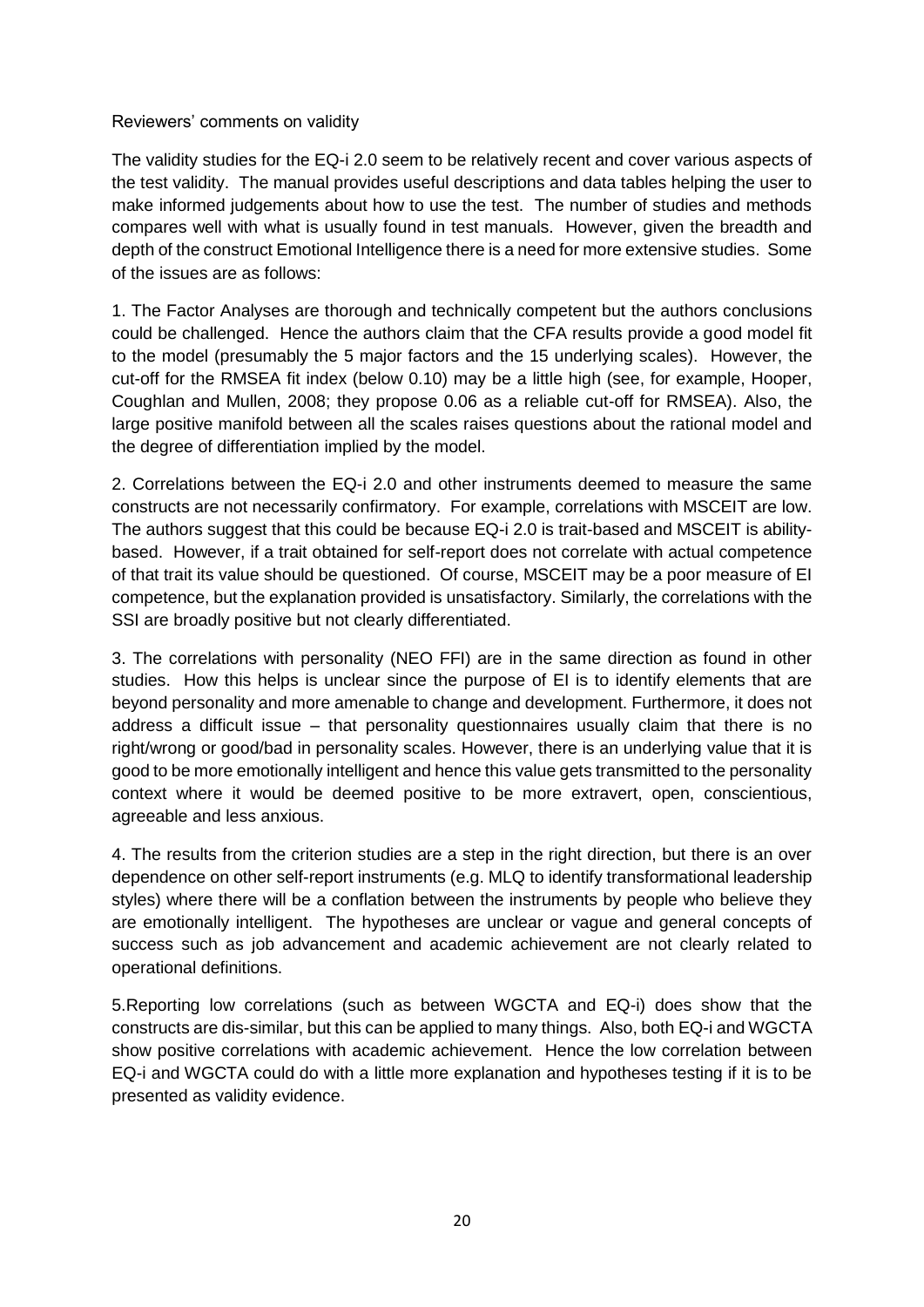Reviewers' comments on validity

The validity studies for the EQ-i 2.0 seem to be relatively recent and cover various aspects of the test validity. The manual provides useful descriptions and data tables helping the user to make informed judgements about how to use the test. The number of studies and methods compares well with what is usually found in test manuals. However, given the breadth and depth of the construct Emotional Intelligence there is a need for more extensive studies. Some of the issues are as follows:

1. The Factor Analyses are thorough and technically competent but the authors conclusions could be challenged. Hence the authors claim that the CFA results provide a good model fit to the model (presumably the 5 major factors and the 15 underlying scales). However, the cut-off for the RMSEA fit index (below 0.10) may be a little high (see, for example, Hooper, Coughlan and Mullen, 2008; they propose 0.06 as a reliable cut-off for RMSEA). Also, the large positive manifold between all the scales raises questions about the rational model and the degree of differentiation implied by the model.

2. Correlations between the EQ-i 2.0 and other instruments deemed to measure the same constructs are not necessarily confirmatory. For example, correlations with MSCEIT are low. The authors suggest that this could be because EQ-i 2.0 is trait-based and MSCEIT is ability-based. However, if a trait obtained for self-report does not correlate with actual competence of that trait its value should be questioned. Of course, MSCEIT may be a poor measure of EI competence, but the explanation provided is unsatisfactory. Similarly, the correlations with the SSI are broadly positive but not clearly differentiated.

3. The correlations with personality (NEO FFI) are in the same direction as found in other studies. How this helps is unclear since the purpose of EI is to identify elements that are beyond personality and more amenable to change and development. Furthermore, it does not address a difficult issue – that personality questionnaires usually claim that there is no right/wrong or good/bad in personality scales. However, there is an underlying value that it is good to be more emotionally intelligent and hence this value gets transmitted to the personality context where it would be deemed positive to be more extravert, open, conscientious, agreeable and less anxious.

4. The results from the criterion studies are a step in the right direction, but there is an over dependence on other self-report instruments (e.g. MLQ to identify transformational leadership styles) where there will be a conflation between the instruments by people who believe they are emotionally intelligent. The hypotheses are unclear or vague and general concepts of success such as job advancement and academic achievement are not clearly related to operational definitions.

5.Reporting low correlations (such as between WGCTA and EQ-i) does show that the constructs are dis-similar, but this can be applied to many things. Also, both EQ-i and WGCTA show positive correlations with academic achievement. Hence the low correlation between EQ-i and WGCTA could do with a little more explanation and hypotheses testing if it is to be presented as validity evidence.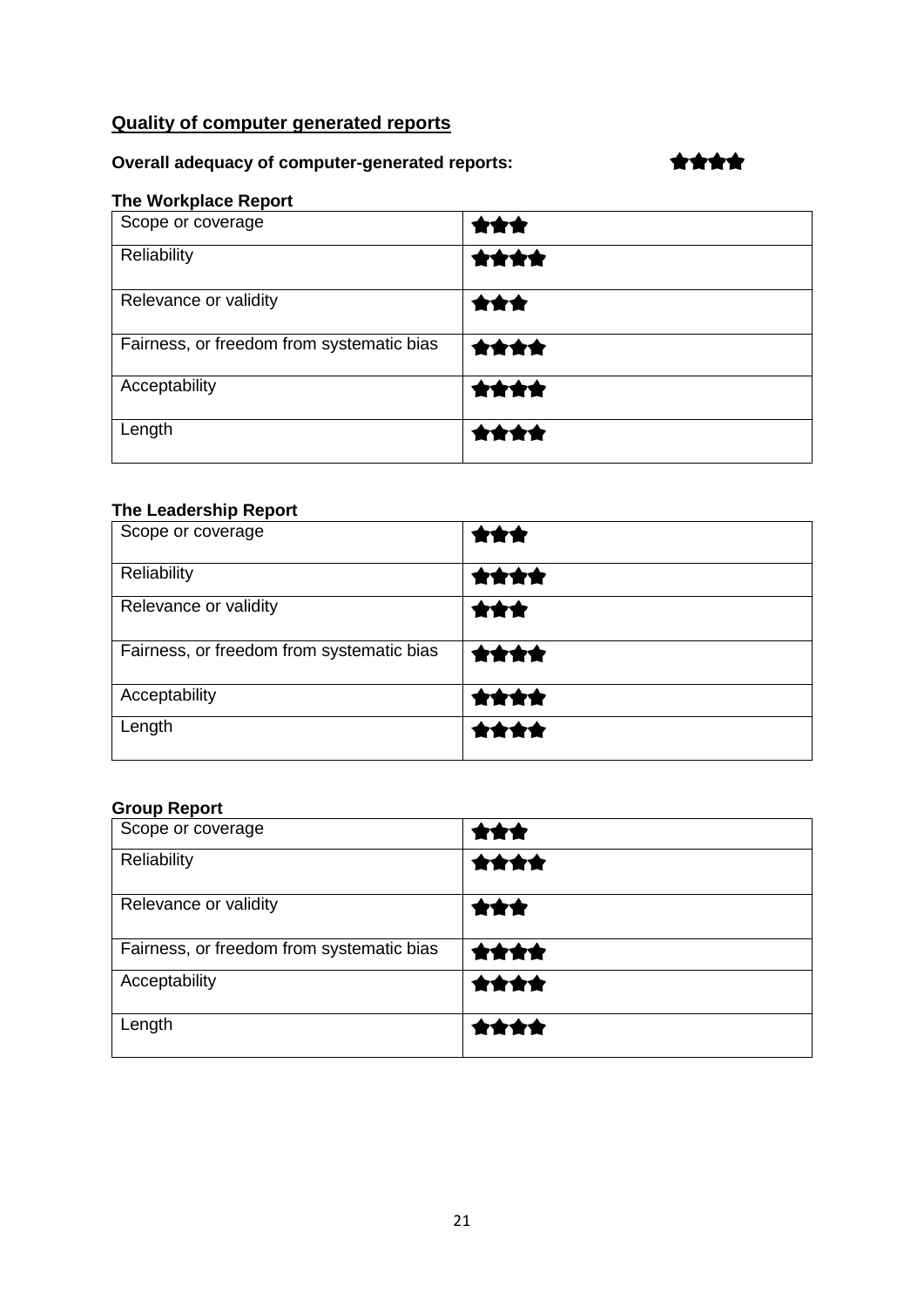## Quality of computer generated reports

**Overall adequacy of computer-generated reports:** ★★★★

**The Workplace Report**

| | |
|---|---|
| Scope or coverage | ★★★ |
| Reliability | ★★★★ |
| Relevance or validity | ★★★ |
| Fairness, or freedom from systematic bias | ★★★★ |
| Acceptability | ★★★★ |
| Length | ★★★★ |

**The Leadership Report**

| | |
|---|---|
| Scope or coverage | ★★★ |
| Reliability | ★★★★ |
| Relevance or validity | ★★★ |
| Fairness, or freedom from systematic bias | ★★★★ |
| Acceptability | ★★★★ |
| Length | ★★★★ |

**Group Report**

| | |
|---|---|
| Scope or coverage | ★★★ |
| Reliability | ★★★★ |
| Relevance or validity | ★★★ |
| Fairness, or freedom from systematic bias | ★★★★ |
| Acceptability | ★★★★ |
| Length | ★★★★ |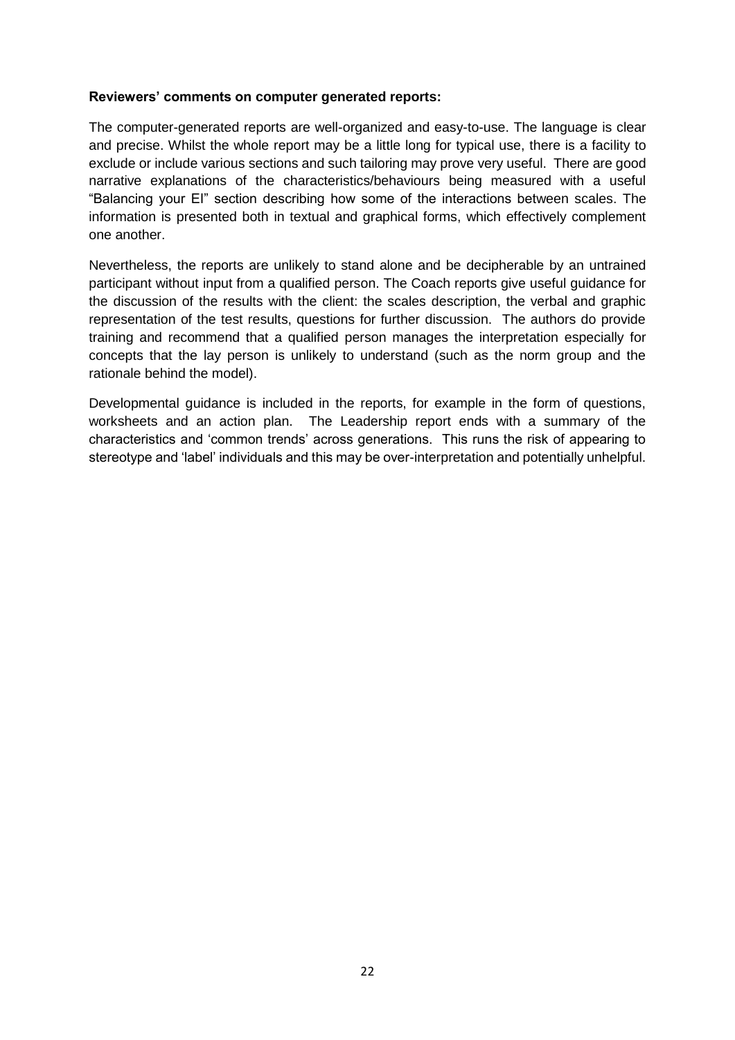**Reviewers' comments on computer generated reports:**

The computer-generated reports are well-organized and easy-to-use. The language is clear and precise. Whilst the whole report may be a little long for typical use, there is a facility to exclude or include various sections and such tailoring may prove very useful. There are good narrative explanations of the characteristics/behaviours being measured with a useful "Balancing your EI" section describing how some of the interactions between scales. The information is presented both in textual and graphical forms, which effectively complement one another.

Nevertheless, the reports are unlikely to stand alone and be decipherable by an untrained participant without input from a qualified person. The Coach reports give useful guidance for the discussion of the results with the client: the scales description, the verbal and graphic representation of the test results, questions for further discussion. The authors do provide training and recommend that a qualified person manages the interpretation especially for concepts that the lay person is unlikely to understand (such as the norm group and the rationale behind the model).

Developmental guidance is included in the reports, for example in the form of questions, worksheets and an action plan. The Leadership report ends with a summary of the characteristics and 'common trends' across generations. This runs the risk of appearing to stereotype and 'label' individuals and this may be over-interpretation and potentially unhelpful.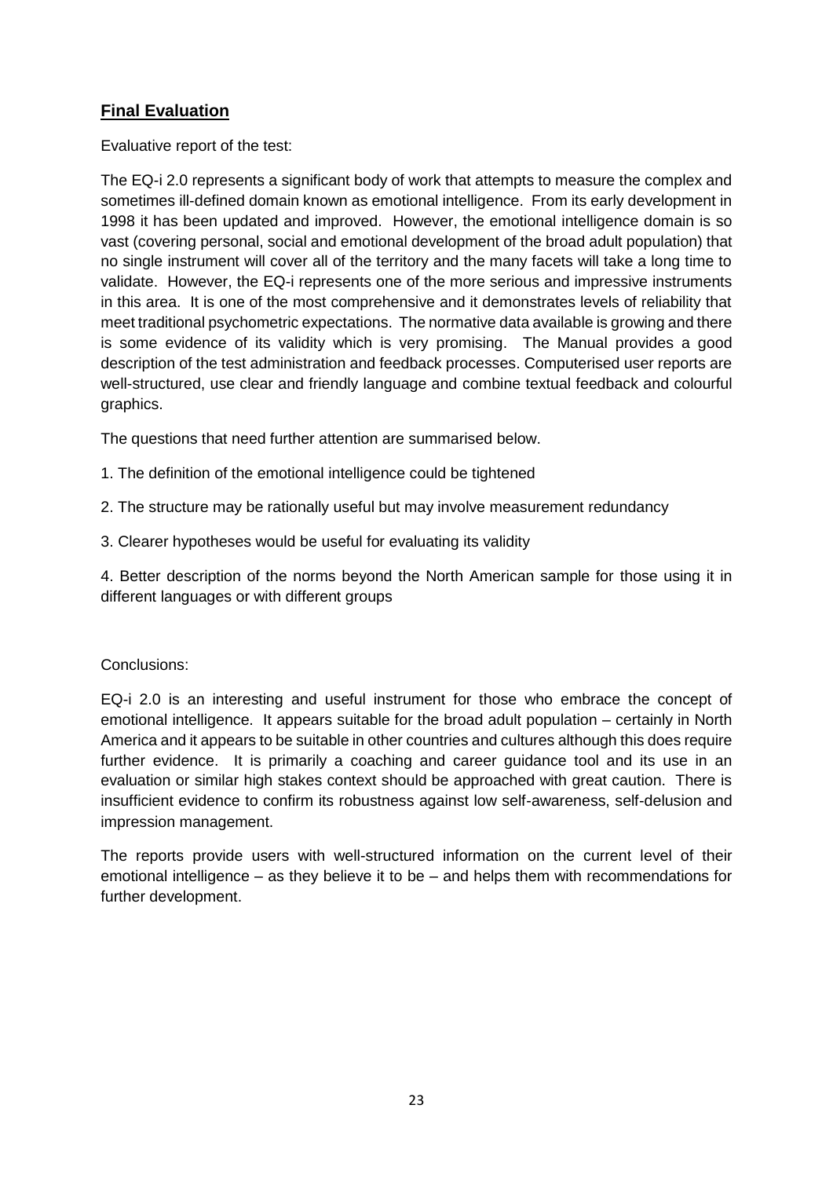## **Final Evaluation**

Evaluative report of the test:

The EQ-i 2.0 represents a significant body of work that attempts to measure the complex and sometimes ill-defined domain known as emotional intelligence. From its early development in 1998 it has been updated and improved. However, the emotional intelligence domain is so vast (covering personal, social and emotional development of the broad adult population) that no single instrument will cover all of the territory and the many facets will take a long time to validate. However, the EQ-i represents one of the more serious and impressive instruments in this area. It is one of the most comprehensive and it demonstrates levels of reliability that meet traditional psychometric expectations. The normative data available is growing and there is some evidence of its validity which is very promising. The Manual provides a good description of the test administration and feedback processes. Computerised user reports are well-structured, use clear and friendly language and combine textual feedback and colourful graphics.

The questions that need further attention are summarised below.

1. The definition of the emotional intelligence could be tightened

2. The structure may be rationally useful but may involve measurement redundancy

3. Clearer hypotheses would be useful for evaluating its validity

4. Better description of the norms beyond the North American sample for those using it in different languages or with different groups

Conclusions:

EQ-i 2.0 is an interesting and useful instrument for those who embrace the concept of emotional intelligence. It appears suitable for the broad adult population – certainly in North America and it appears to be suitable in other countries and cultures although this does require further evidence. It is primarily a coaching and career guidance tool and its use in an evaluation or similar high stakes context should be approached with great caution. There is insufficient evidence to confirm its robustness against low self-awareness, self-delusion and impression management.

The reports provide users with well-structured information on the current level of their emotional intelligence – as they believe it to be – and helps them with recommendations for further development.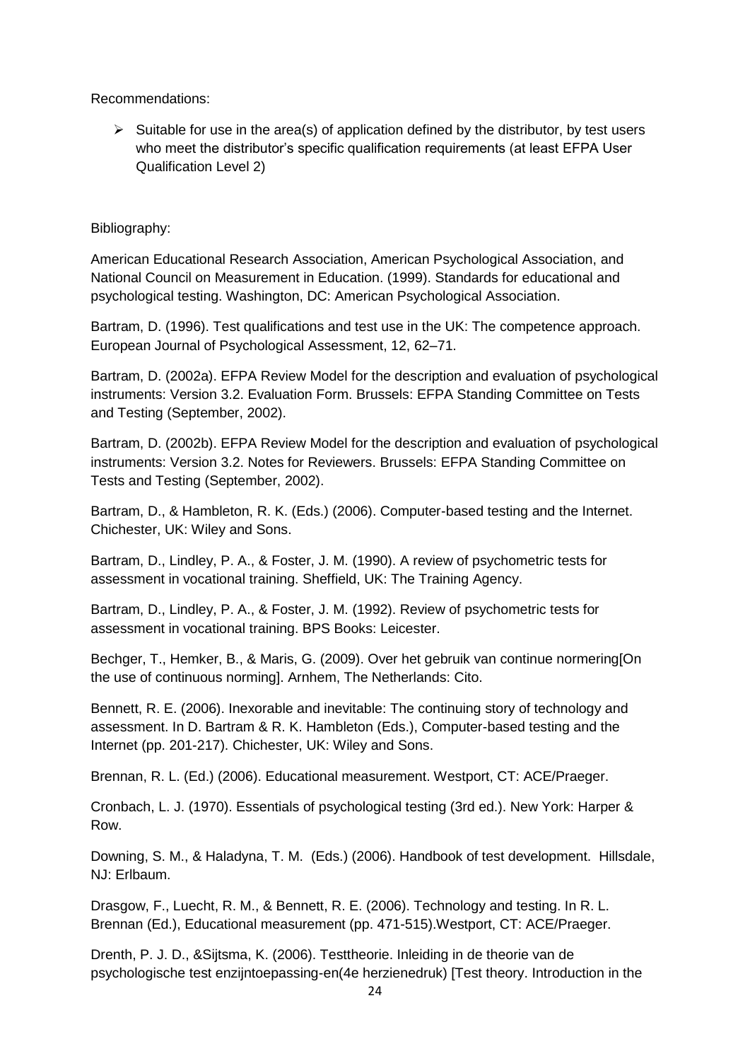Recommendations:

- Suitable for use in the area(s) of application defined by the distributor, by test users who meet the distributor's specific qualification requirements (at least EFPA User Qualification Level 2)

Bibliography:

American Educational Research Association, American Psychological Association, and National Council on Measurement in Education. (1999). Standards for educational and psychological testing. Washington, DC: American Psychological Association.

Bartram, D. (1996). Test qualifications and test use in the UK: The competence approach. European Journal of Psychological Assessment, 12, 62–71.

Bartram, D. (2002a). EFPA Review Model for the description and evaluation of psychological instruments: Version 3.2. Evaluation Form. Brussels: EFPA Standing Committee on Tests and Testing (September, 2002).

Bartram, D. (2002b). EFPA Review Model for the description and evaluation of psychological instruments: Version 3.2. Notes for Reviewers. Brussels: EFPA Standing Committee on Tests and Testing (September, 2002).

Bartram, D., & Hambleton, R. K. (Eds.) (2006). Computer-based testing and the Internet. Chichester, UK: Wiley and Sons.

Bartram, D., Lindley, P. A., & Foster, J. M. (1990). A review of psychometric tests for assessment in vocational training. Sheffield, UK: The Training Agency.

Bartram, D., Lindley, P. A., & Foster, J. M. (1992). Review of psychometric tests for assessment in vocational training. BPS Books: Leicester.

Bechger, T., Hemker, B., & Maris, G. (2009). Over het gebruik van continue normering[On the use of continuous norming]. Arnhem, The Netherlands: Cito.

Bennett, R. E. (2006). Inexorable and inevitable: The continuing story of technology and assessment. In D. Bartram & R. K. Hambleton (Eds.), Computer-based testing and the Internet (pp. 201-217). Chichester, UK: Wiley and Sons.

Brennan, R. L. (Ed.) (2006). Educational measurement. Westport, CT: ACE/Praeger.

Cronbach, L. J. (1970). Essentials of psychological testing (3rd ed.). New York: Harper & Row.

Downing, S. M., & Haladyna, T. M. (Eds.) (2006). Handbook of test development. Hillsdale, NJ: Erlbaum.

Drasgow, F., Luecht, R. M., & Bennett, R. E. (2006). Technology and testing. In R. L. Brennan (Ed.), Educational measurement (pp. 471-515).Westport, CT: ACE/Praeger.

Drenth, P. J. D., &Sijtsma, K. (2006). Testtheorie. Inleiding in de theorie van de psychologische test enzijntoepassing-en(4e herzienedruk) [Test theory. Introduction in the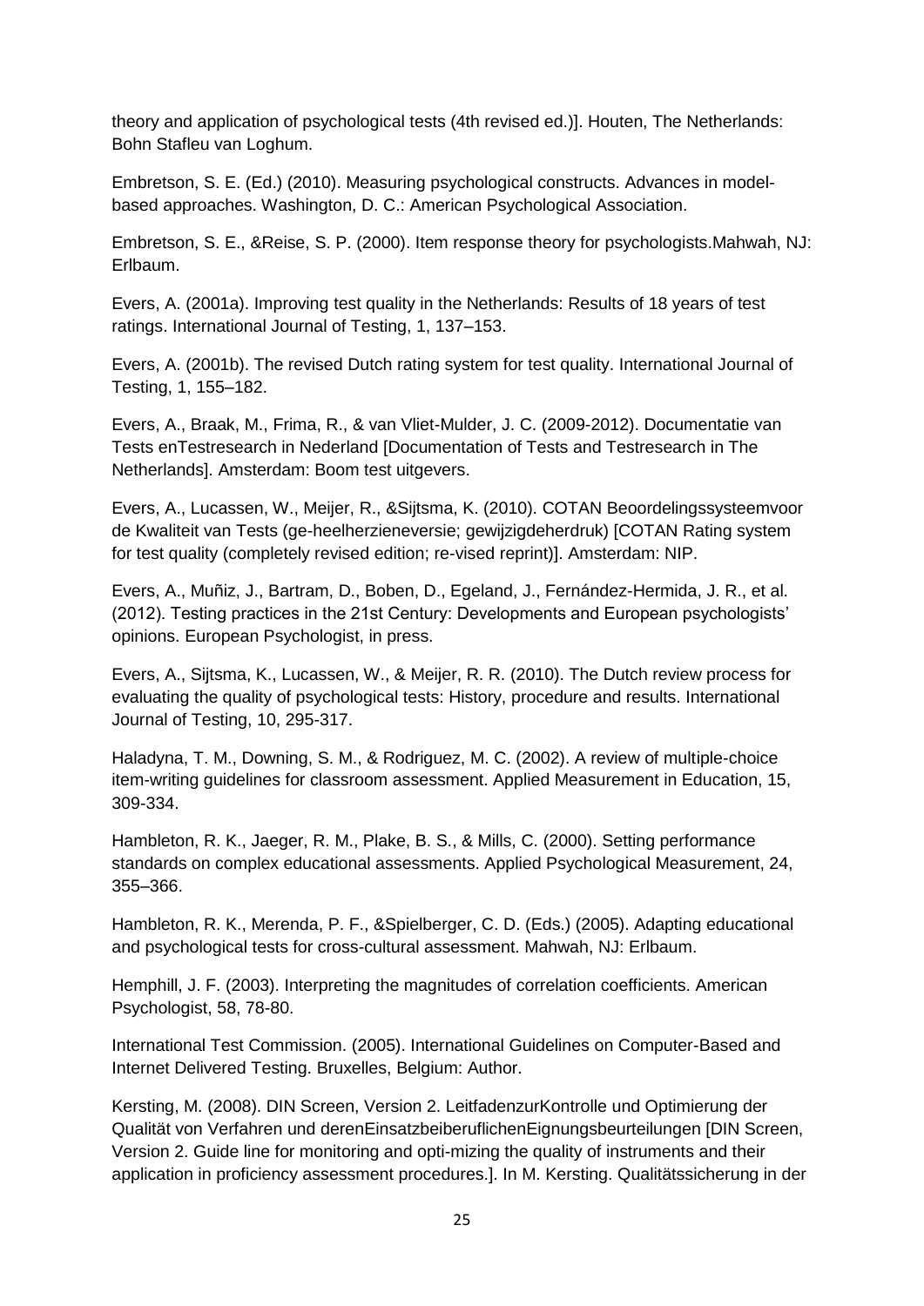theory and application of psychological tests (4th revised ed.)]. Houten, The Netherlands: Bohn Stafleu van Loghum.

Embretson, S. E. (Ed.) (2010). Measuring psychological constructs. Advances in model-based approaches. Washington, D. C.: American Psychological Association.

Embretson, S. E., &Reise, S. P. (2000). Item response theory for psychologists.Mahwah, NJ: Erlbaum.

Evers, A. (2001a). Improving test quality in the Netherlands: Results of 18 years of test ratings. International Journal of Testing, 1, 137–153.

Evers, A. (2001b). The revised Dutch rating system for test quality. International Journal of Testing, 1, 155–182.

Evers, A., Braak, M., Frima, R., & van Vliet-Mulder, J. C. (2009-2012). Documentatie van Tests enTestresearch in Nederland [Documentation of Tests and Testresearch in The Netherlands]. Amsterdam: Boom test uitgevers.

Evers, A., Lucassen, W., Meijer, R., &Sijtsma, K. (2010). COTAN Beoordelingssysteemvoor de Kwaliteit van Tests (ge-heelherzieneversie; gewijzigdeherdruk) [COTAN Rating system for test quality (completely revised edition; re-vised reprint)]. Amsterdam: NIP.

Evers, A., Muñiz, J., Bartram, D., Boben, D., Egeland, J., Fernández-Hermida, J. R., et al. (2012). Testing practices in the 21st Century: Developments and European psychologists' opinions. European Psychologist, in press.

Evers, A., Sijtsma, K., Lucassen, W., & Meijer, R. R. (2010). The Dutch review process for evaluating the quality of psychological tests: History, procedure and results. International Journal of Testing, 10, 295-317.

Haladyna, T. M., Downing, S. M., & Rodriguez, M. C. (2002). A review of multiple-choice item-writing guidelines for classroom assessment. Applied Measurement in Education, 15, 309-334.

Hambleton, R. K., Jaeger, R. M., Plake, B. S., & Mills, C. (2000). Setting performance standards on complex educational assessments. Applied Psychological Measurement, 24, 355–366.

Hambleton, R. K., Merenda, P. F., &Spielberger, C. D. (Eds.) (2005). Adapting educational and psychological tests for cross-cultural assessment. Mahwah, NJ: Erlbaum.

Hemphill, J. F. (2003). Interpreting the magnitudes of correlation coefficients. American Psychologist, 58, 78-80.

International Test Commission. (2005). International Guidelines on Computer-Based and Internet Delivered Testing. Bruxelles, Belgium: Author.

Kersting, M. (2008). DIN Screen, Version 2. LeitfadenzurKontrolle und Optimierung der Qualität von Verfahren und derenEinsatzbeiberuflichenEignungsbeurteilungen [DIN Screen, Version 2. Guide line for monitoring and opti-mizing the quality of instruments and their application in proficiency assessment procedures.]. In M. Kersting. Qualitätssicherung in der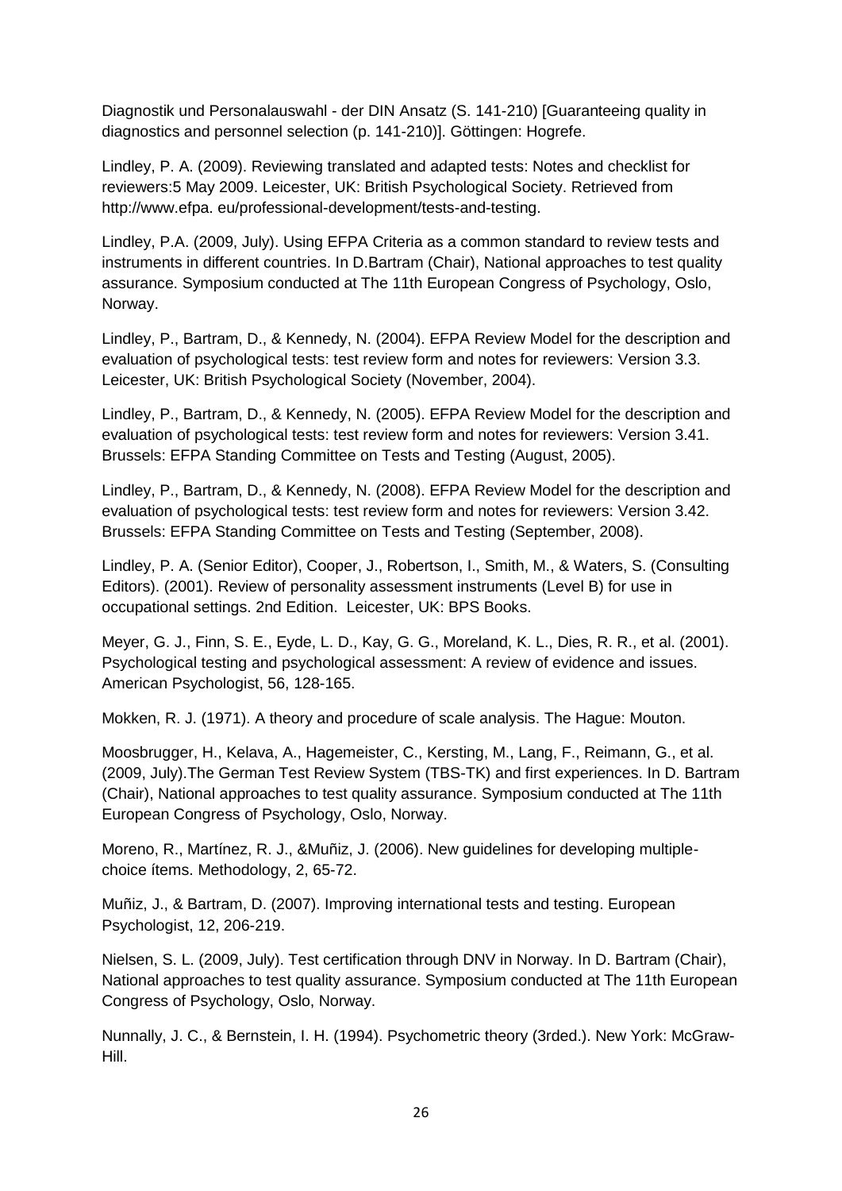Diagnostik und Personalauswahl - der DIN Ansatz (S. 141-210) [Guaranteeing quality in diagnostics and personnel selection (p. 141-210)]. Göttingen: Hogrefe.

Lindley, P. A. (2009). Reviewing translated and adapted tests: Notes and checklist for reviewers:5 May 2009. Leicester, UK: British Psychological Society. Retrieved from http://www.efpa. eu/professional-development/tests-and-testing.

Lindley, P.A. (2009, July). Using EFPA Criteria as a common standard to review tests and instruments in different countries. In D.Bartram (Chair), National approaches to test quality assurance. Symposium conducted at The 11th European Congress of Psychology, Oslo, Norway.

Lindley, P., Bartram, D., & Kennedy, N. (2004). EFPA Review Model for the description and evaluation of psychological tests: test review form and notes for reviewers: Version 3.3. Leicester, UK: British Psychological Society (November, 2004).

Lindley, P., Bartram, D., & Kennedy, N. (2005). EFPA Review Model for the description and evaluation of psychological tests: test review form and notes for reviewers: Version 3.41. Brussels: EFPA Standing Committee on Tests and Testing (August, 2005).

Lindley, P., Bartram, D., & Kennedy, N. (2008). EFPA Review Model for the description and evaluation of psychological tests: test review form and notes for reviewers: Version 3.42. Brussels: EFPA Standing Committee on Tests and Testing (September, 2008).

Lindley, P. A. (Senior Editor), Cooper, J., Robertson, I., Smith, M., & Waters, S. (Consulting Editors). (2001). Review of personality assessment instruments (Level B) for use in occupational settings. 2nd Edition. Leicester, UK: BPS Books.

Meyer, G. J., Finn, S. E., Eyde, L. D., Kay, G. G., Moreland, K. L., Dies, R. R., et al. (2001). Psychological testing and psychological assessment: A review of evidence and issues. American Psychologist, 56, 128-165.

Mokken, R. J. (1971). A theory and procedure of scale analysis. The Hague: Mouton.

Moosbrugger, H., Kelava, A., Hagemeister, C., Kersting, M., Lang, F., Reimann, G., et al. (2009, July).The German Test Review System (TBS-TK) and first experiences. In D. Bartram (Chair), National approaches to test quality assurance. Symposium conducted at The 11th European Congress of Psychology, Oslo, Norway.

Moreno, R., Martínez, R. J., &Muñiz, J. (2006). New guidelines for developing multiple-choice ítems. Methodology, 2, 65-72.

Muñiz, J., & Bartram, D. (2007). Improving international tests and testing. European Psychologist, 12, 206-219.

Nielsen, S. L. (2009, July). Test certification through DNV in Norway. In D. Bartram (Chair), National approaches to test quality assurance. Symposium conducted at The 11th European Congress of Psychology, Oslo, Norway.

Nunnally, J. C., & Bernstein, I. H. (1994). Psychometric theory (3rded.). New York: McGraw-Hill.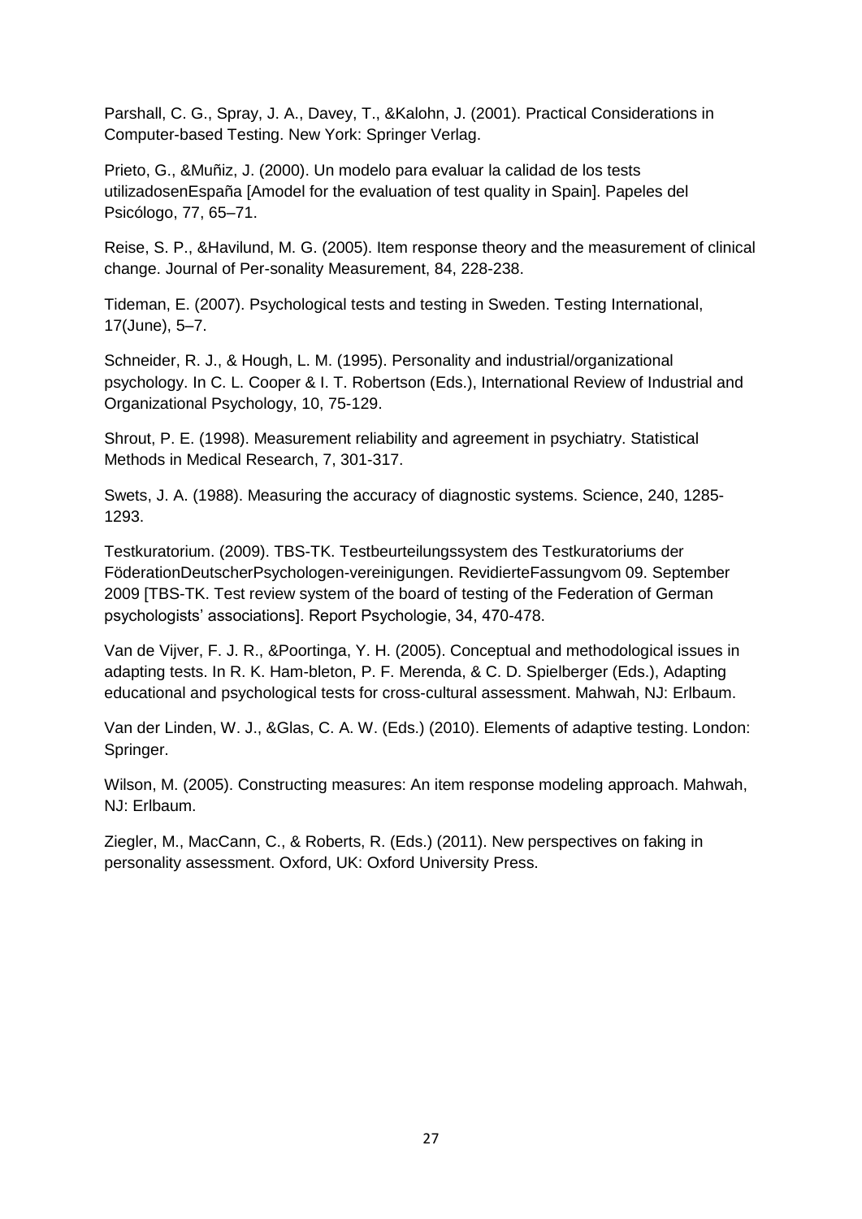Parshall, C. G., Spray, J. A., Davey, T., &Kalohn, J. (2001). Practical Considerations in Computer-based Testing. New York: Springer Verlag.

Prieto, G., &Muñiz, J. (2000). Un modelo para evaluar la calidad de los tests utilizadosenEspaña [Amodel for the evaluation of test quality in Spain]. Papeles del Psicólogo, 77, 65–71.

Reise, S. P., &Havilund, M. G. (2005). Item response theory and the measurement of clinical change. Journal of Per-sonality Measurement, 84, 228-238.

Tideman, E. (2007). Psychological tests and testing in Sweden. Testing International, 17(June), 5–7.

Schneider, R. J., & Hough, L. M. (1995). Personality and industrial/organizational psychology. In C. L. Cooper & I. T. Robertson (Eds.), International Review of Industrial and Organizational Psychology, 10, 75-129.

Shrout, P. E. (1998). Measurement reliability and agreement in psychiatry. Statistical Methods in Medical Research, 7, 301-317.

Swets, J. A. (1988). Measuring the accuracy of diagnostic systems. Science, 240, 1285-1293.

Testkuratorium. (2009). TBS-TK. Testbeurteilungssystem des Testkuratoriums der FöderationDeutscherPsychologen-vereinigungen. RevidierteFassungvom 09. September 2009 [TBS-TK. Test review system of the board of testing of the Federation of German psychologists' associations]. Report Psychologie, 34, 470-478.

Van de Vijver, F. J. R., &Poortinga, Y. H. (2005). Conceptual and methodological issues in adapting tests. In R. K. Ham-bleton, P. F. Merenda, & C. D. Spielberger (Eds.), Adapting educational and psychological tests for cross-cultural assessment. Mahwah, NJ: Erlbaum.

Van der Linden, W. J., &Glas, C. A. W. (Eds.) (2010). Elements of adaptive testing. London: Springer.

Wilson, M. (2005). Constructing measures: An item response modeling approach. Mahwah, NJ: Erlbaum.

Ziegler, M., MacCann, C., & Roberts, R. (Eds.) (2011). New perspectives on faking in personality assessment. Oxford, UK: Oxford University Press.